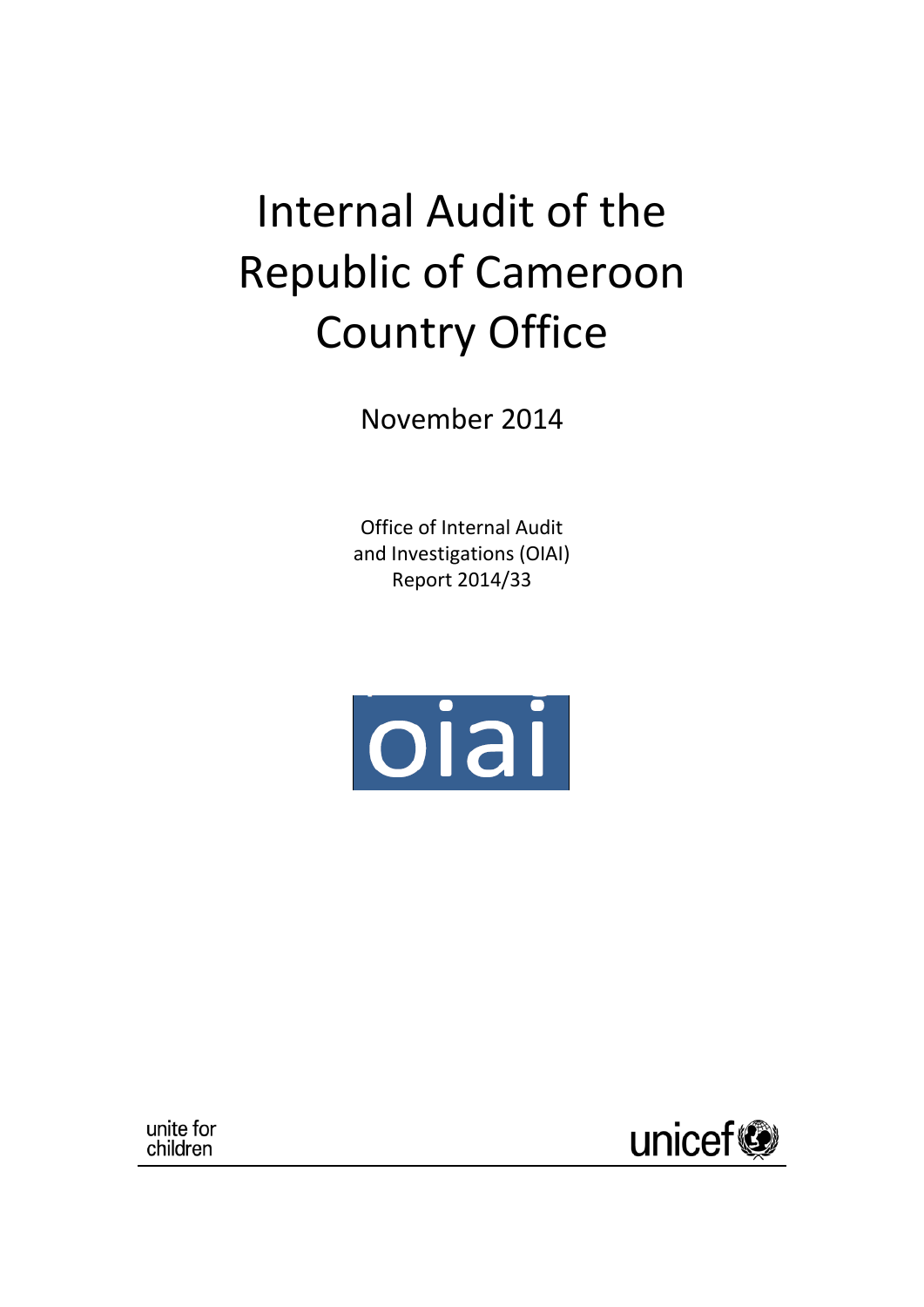# Internal Audit of the Republic of Cameroon Country Office

November 2014

Office of Internal Audit and Investigations (OIAI)
Report 2014/33

oiai

unite for children

unicef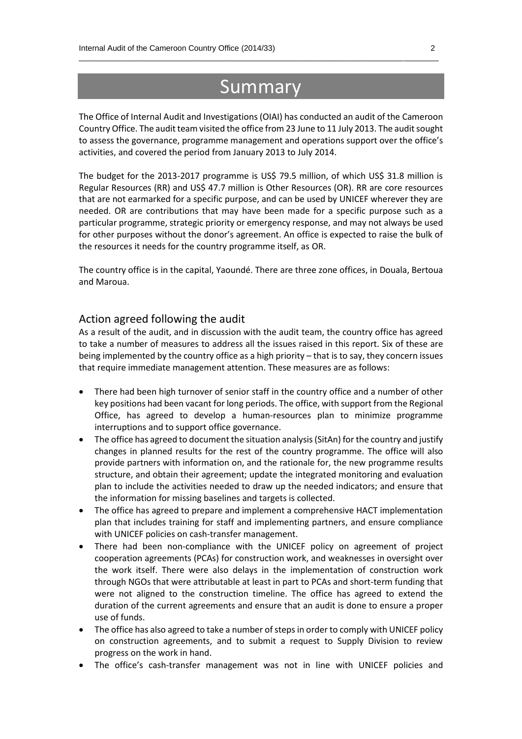# Summary

The Office of Internal Audit and Investigations (OIAI) has conducted an audit of the Cameroon Country Office. The audit team visited the office from 23 June to 11 July 2013. The audit sought to assess the governance, programme management and operations support over the office's activities, and covered the period from January 2013 to July 2014.

The budget for the 2013-2017 programme is US$ 79.5 million, of which US$ 31.8 million is Regular Resources (RR) and US$ 47.7 million is Other Resources (OR). RR are core resources that are not earmarked for a specific purpose, and can be used by UNICEF wherever they are needed. OR are contributions that may have been made for a specific purpose such as a particular programme, strategic priority or emergency response, and may not always be used for other purposes without the donor's agreement. An office is expected to raise the bulk of the resources it needs for the country programme itself, as OR.

The country office is in the capital, Yaoundé. There are three zone offices, in Douala, Bertoua and Maroua.

## Action agreed following the audit

As a result of the audit, and in discussion with the audit team, the country office has agreed to take a number of measures to address all the issues raised in this report. Six of these are being implemented by the country office as a high priority – that is to say, they concern issues that require immediate management attention. These measures are as follows:

- There had been high turnover of senior staff in the country office and a number of other key positions had been vacant for long periods. The office, with support from the Regional Office, has agreed to develop a human-resources plan to minimize programme interruptions and to support office governance.
- The office has agreed to document the situation analysis (SitAn) for the country and justify changes in planned results for the rest of the country programme. The office will also provide partners with information on, and the rationale for, the new programme results structure, and obtain their agreement; update the integrated monitoring and evaluation plan to include the activities needed to draw up the needed indicators; and ensure that the information for missing baselines and targets is collected.
- The office has agreed to prepare and implement a comprehensive HACT implementation plan that includes training for staff and implementing partners, and ensure compliance with UNICEF policies on cash-transfer management.
- There had been non-compliance with the UNICEF policy on agreement of project cooperation agreements (PCAs) for construction work, and weaknesses in oversight over the work itself. There were also delays in the implementation of construction work through NGOs that were attributable at least in part to PCAs and short-term funding that were not aligned to the construction timeline. The office has agreed to extend the duration of the current agreements and ensure that an audit is done to ensure a proper use of funds.
- The office has also agreed to take a number of steps in order to comply with UNICEF policy on construction agreements, and to submit a request to Supply Division to review progress on the work in hand.
- The office's cash-transfer management was not in line with UNICEF policies and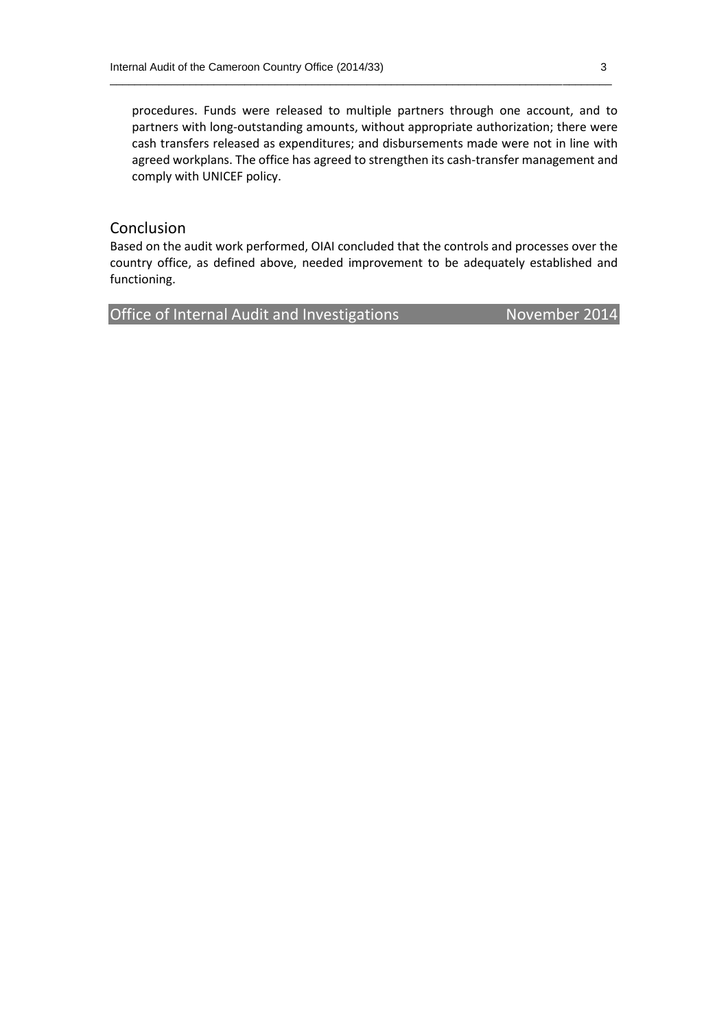procedures. Funds were released to multiple partners through one account, and to partners with long-outstanding amounts, without appropriate authorization; there were cash transfers released as expenditures; and disbursements made were not in line with agreed workplans. The office has agreed to strengthen its cash-transfer management and comply with UNICEF policy.

## Conclusion

Based on the audit work performed, OIAI concluded that the controls and processes over the country office, as defined above, needed improvement to be adequately established and functioning.

**Office of Internal Audit and Investigations** November 2014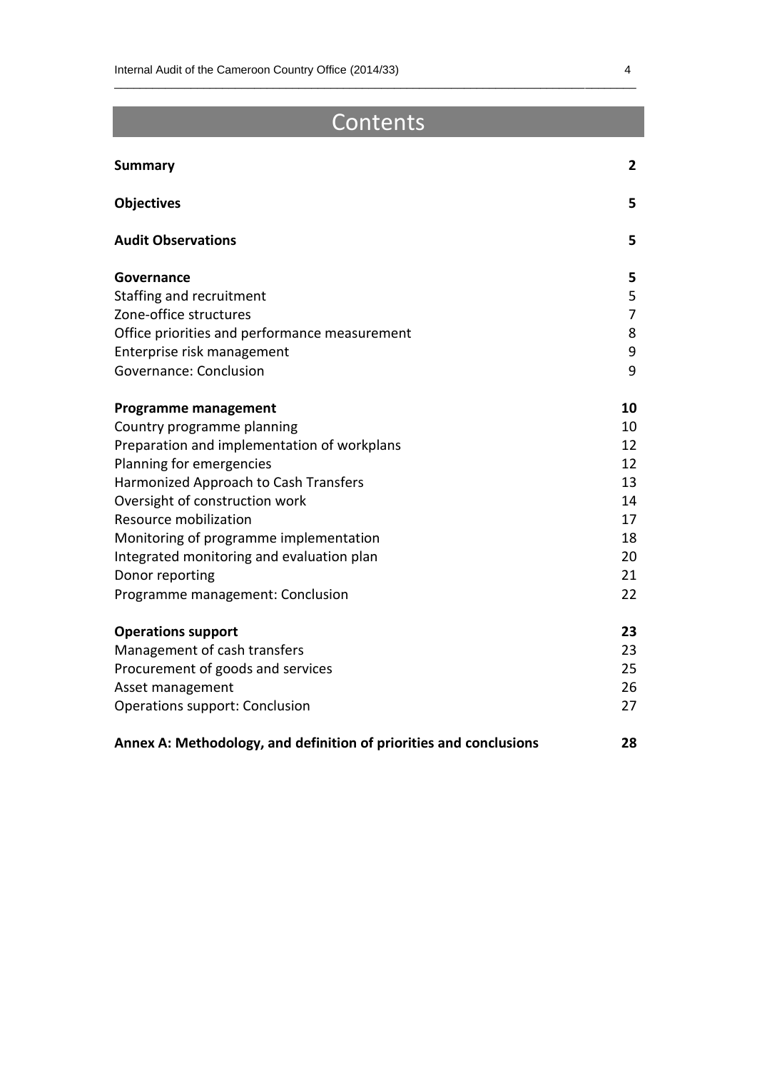# Contents

| | |
|---|---|
| **Summary** | **2** |
| **Objectives** | **5** |
| **Audit Observations** | **5** |
| **Governance** | **5** |
| Staffing and recruitment | 5 |
| Zone-office structures | 7 |
| Office priorities and performance measurement | 8 |
| Enterprise risk management | 9 |
| Governance: Conclusion | 9 |
| **Programme management** | **10** |
| Country programme planning | 10 |
| Preparation and implementation of workplans | 12 |
| Planning for emergencies | 12 |
| Harmonized Approach to Cash Transfers | 13 |
| Oversight of construction work | 14 |
| Resource mobilization | 17 |
| Monitoring of programme implementation | 18 |
| Integrated monitoring and evaluation plan | 20 |
| Donor reporting | 21 |
| Programme management: Conclusion | 22 |
| **Operations support** | **23** |
| Management of cash transfers | 23 |
| Procurement of goods and services | 25 |
| Asset management | 26 |
| Operations support: Conclusion | 27 |
| **Annex A: Methodology, and definition of priorities and conclusions** | **28** |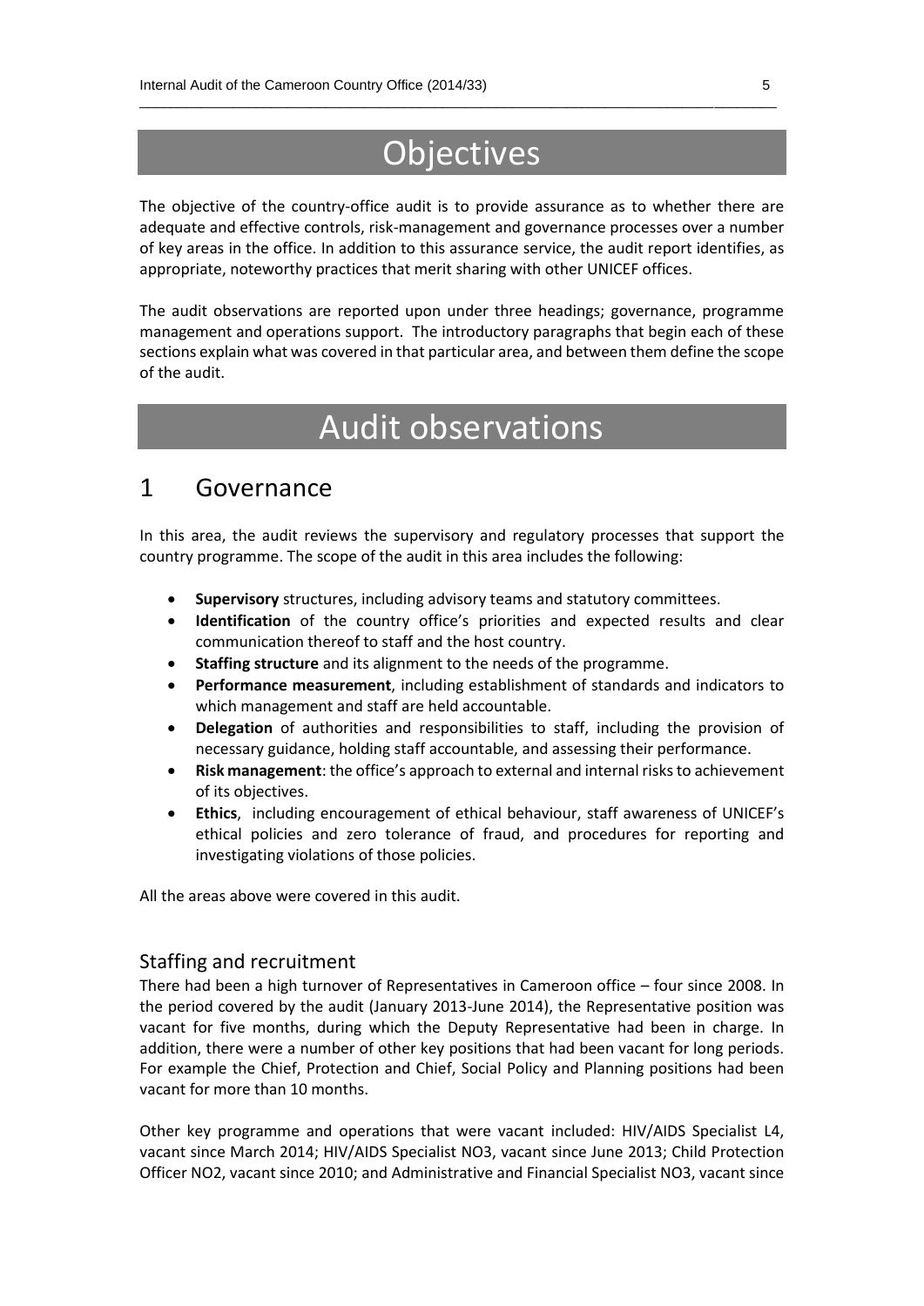# Objectives

The objective of the country-office audit is to provide assurance as to whether there are adequate and effective controls, risk-management and governance processes over a number of key areas in the office. In addition to this assurance service, the audit report identifies, as appropriate, noteworthy practices that merit sharing with other UNICEF offices.

The audit observations are reported upon under three headings; governance, programme management and operations support. The introductory paragraphs that begin each of these sections explain what was covered in that particular area, and between them define the scope of the audit.

# Audit observations

## 1 Governance

In this area, the audit reviews the supervisory and regulatory processes that support the country programme. The scope of the audit in this area includes the following:

- **Supervisory** structures, including advisory teams and statutory committees.
- **Identification** of the country office's priorities and expected results and clear communication thereof to staff and the host country.
- **Staffing structure** and its alignment to the needs of the programme.
- **Performance measurement**, including establishment of standards and indicators to which management and staff are held accountable.
- **Delegation** of authorities and responsibilities to staff, including the provision of necessary guidance, holding staff accountable, and assessing their performance.
- **Risk management**: the office's approach to external and internal risks to achievement of its objectives.
- **Ethics**, including encouragement of ethical behaviour, staff awareness of UNICEF's ethical policies and zero tolerance of fraud, and procedures for reporting and investigating violations of those policies.

All the areas above were covered in this audit.

### Staffing and recruitment

There had been a high turnover of Representatives in Cameroon office – four since 2008. In the period covered by the audit (January 2013-June 2014), the Representative position was vacant for five months, during which the Deputy Representative had been in charge. In addition, there were a number of other key positions that had been vacant for long periods. For example the Chief, Protection and Chief, Social Policy and Planning positions had been vacant for more than 10 months.

Other key programme and operations that were vacant included: HIV/AIDS Specialist L4, vacant since March 2014; HIV/AIDS Specialist NO3, vacant since June 2013; Child Protection Officer NO2, vacant since 2010; and Administrative and Financial Specialist NO3, vacant since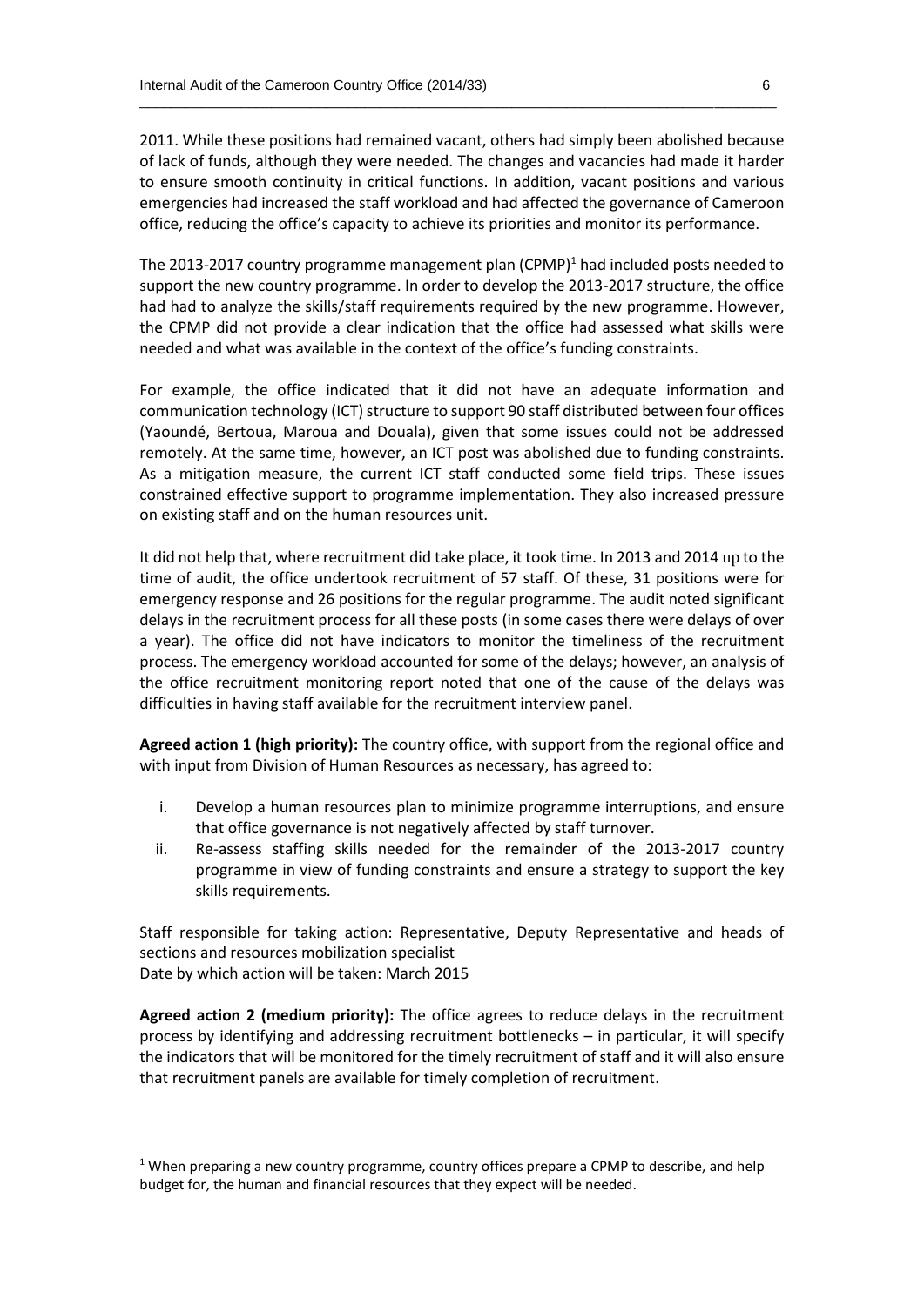2011. While these positions had remained vacant, others had simply been abolished because of lack of funds, although they were needed. The changes and vacancies had made it harder to ensure smooth continuity in critical functions. In addition, vacant positions and various emergencies had increased the staff workload and had affected the governance of Cameroon office, reducing the office's capacity to achieve its priorities and monitor its performance.

The 2013-2017 country programme management plan (CPMP)[1] had included posts needed to support the new country programme. In order to develop the 2013-2017 structure, the office had had to analyze the skills/staff requirements required by the new programme. However, the CPMP did not provide a clear indication that the office had assessed what skills were needed and what was available in the context of the office's funding constraints.

For example, the office indicated that it did not have an adequate information and communication technology (ICT) structure to support 90 staff distributed between four offices (Yaoundé, Bertoua, Maroua and Douala), given that some issues could not be addressed remotely. At the same time, however, an ICT post was abolished due to funding constraints. As a mitigation measure, the current ICT staff conducted some field trips. These issues constrained effective support to programme implementation. They also increased pressure on existing staff and on the human resources unit.

It did not help that, where recruitment did take place, it took time. In 2013 and 2014 up to the time of audit, the office undertook recruitment of 57 staff. Of these, 31 positions were for emergency response and 26 positions for the regular programme. The audit noted significant delays in the recruitment process for all these posts (in some cases there were delays of over a year). The office did not have indicators to monitor the timeliness of the recruitment process. The emergency workload accounted for some of the delays; however, an analysis of the office recruitment monitoring report noted that one of the cause of the delays was difficulties in having staff available for the recruitment interview panel.

**Agreed action 1 (high priority):** The country office, with support from the regional office and with input from Division of Human Resources as necessary, has agreed to:

i. Develop a human resources plan to minimize programme interruptions, and ensure that office governance is not negatively affected by staff turnover.
ii. Re-assess staffing skills needed for the remainder of the 2013-2017 country programme in view of funding constraints and ensure a strategy to support the key skills requirements.

Staff responsible for taking action: Representative, Deputy Representative and heads of sections and resources mobilization specialist
Date by which action will be taken: March 2015

**Agreed action 2 (medium priority):** The office agrees to reduce delays in the recruitment process by identifying and addressing recruitment bottlenecks – in particular, it will specify the indicators that will be monitored for the timely recruitment of staff and it will also ensure that recruitment panels are available for timely completion of recruitment.

[1] When preparing a new country programme, country offices prepare a CPMP to describe, and help budget for, the human and financial resources that they expect will be needed.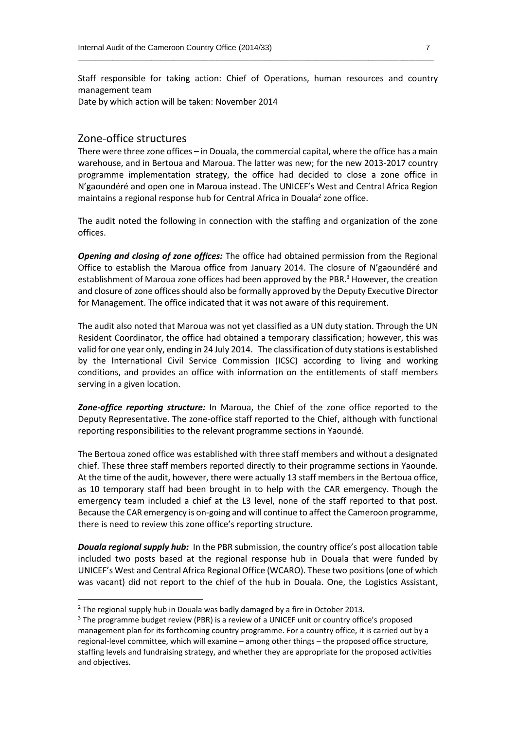Staff responsible for taking action: Chief of Operations, human resources and country management team
Date by which action will be taken: November 2014

## Zone-office structures

There were three zone offices – in Douala, the commercial capital, where the office has a main warehouse, and in Bertoua and Maroua. The latter was new; for the new 2013-2017 country programme implementation strategy, the office had decided to close a zone office in N'gaoundéré and open one in Maroua instead. The UNICEF's West and Central Africa Region maintains a regional response hub for Central Africa in Douala[2] zone office.

The audit noted the following in connection with the staffing and organization of the zone offices.

***Opening and closing of zone offices:*** The office had obtained permission from the Regional Office to establish the Maroua office from January 2014. The closure of N'gaoundéré and establishment of Maroua zone offices had been approved by the PBR.[3] However, the creation and closure of zone offices should also be formally approved by the Deputy Executive Director for Management. The office indicated that it was not aware of this requirement.

The audit also noted that Maroua was not yet classified as a UN duty station. Through the UN Resident Coordinator, the office had obtained a temporary classification; however, this was valid for one year only, ending in 24 July 2014. The classification of duty stations is established by the International Civil Service Commission (ICSC) according to living and working conditions, and provides an office with information on the entitlements of staff members serving in a given location.

***Zone-office reporting structure:*** In Maroua, the Chief of the zone office reported to the Deputy Representative. The zone-office staff reported to the Chief, although with functional reporting responsibilities to the relevant programme sections in Yaoundé.

The Bertoua zoned office was established with three staff members and without a designated chief. These three staff members reported directly to their programme sections in Yaounde. At the time of the audit, however, there were actually 13 staff members in the Bertoua office, as 10 temporary staff had been brought in to help with the CAR emergency. Though the emergency team included a chief at the L3 level, none of the staff reported to that post. Because the CAR emergency is on-going and will continue to affect the Cameroon programme, there is need to review this zone office's reporting structure.

***Douala regional supply hub:*** In the PBR submission, the country office's post allocation table included two posts based at the regional response hub in Douala that were funded by UNICEF's West and Central Africa Regional Office (WCARO). These two positions (one of which was vacant) did not report to the chief of the hub in Douala. One, the Logistics Assistant,

---

[2] The regional supply hub in Douala was badly damaged by a fire in October 2013.

[3] The programme budget review (PBR) is a review of a UNICEF unit or country office's proposed management plan for its forthcoming country programme. For a country office, it is carried out by a regional-level committee, which will examine – among other things – the proposed office structure, staffing levels and fundraising strategy, and whether they are appropriate for the proposed activities and objectives.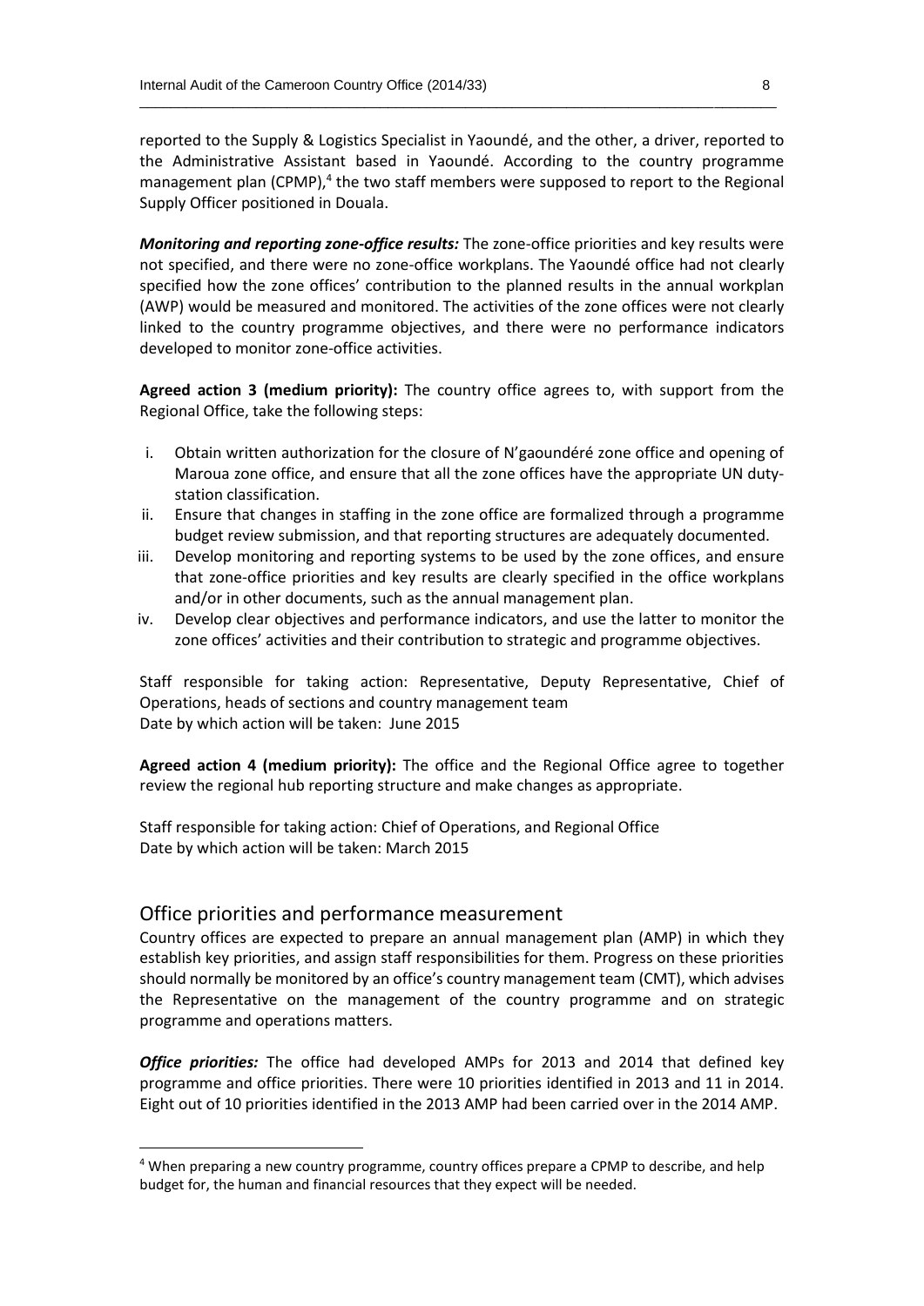reported to the Supply & Logistics Specialist in Yaoundé, and the other, a driver, reported to the Administrative Assistant based in Yaoundé. According to the country programme management plan (CPMP),[4] the two staff members were supposed to report to the Regional Supply Officer positioned in Douala.

***Monitoring and reporting zone-office results:*** The zone-office priorities and key results were not specified, and there were no zone-office workplans. The Yaoundé office had not clearly specified how the zone offices' contribution to the planned results in the annual workplan (AWP) would be measured and monitored. The activities of the zone offices were not clearly linked to the country programme objectives, and there were no performance indicators developed to monitor zone-office activities.

**Agreed action 3 (medium priority):** The country office agrees to, with support from the Regional Office, take the following steps:

i. Obtain written authorization for the closure of N'gaoundéré zone office and opening of Maroua zone office, and ensure that all the zone offices have the appropriate UN duty-station classification.
ii. Ensure that changes in staffing in the zone office are formalized through a programme budget review submission, and that reporting structures are adequately documented.
iii. Develop monitoring and reporting systems to be used by the zone offices, and ensure that zone-office priorities and key results are clearly specified in the office workplans and/or in other documents, such as the annual management plan.
iv. Develop clear objectives and performance indicators, and use the latter to monitor the zone offices' activities and their contribution to strategic and programme objectives.

Staff responsible for taking action: Representative, Deputy Representative, Chief of Operations, heads of sections and country management team
Date by which action will be taken: June 2015

**Agreed action 4 (medium priority):** The office and the Regional Office agree to together review the regional hub reporting structure and make changes as appropriate.

Staff responsible for taking action: Chief of Operations, and Regional Office
Date by which action will be taken: March 2015

## Office priorities and performance measurement

Country offices are expected to prepare an annual management plan (AMP) in which they establish key priorities, and assign staff responsibilities for them. Progress on these priorities should normally be monitored by an office's country management team (CMT), which advises the Representative on the management of the country programme and on strategic programme and operations matters.

***Office priorities:*** The office had developed AMPs for 2013 and 2014 that defined key programme and office priorities. There were 10 priorities identified in 2013 and 11 in 2014. Eight out of 10 priorities identified in the 2013 AMP had been carried over in the 2014 AMP.

---

[4] When preparing a new country programme, country offices prepare a CPMP to describe, and help budget for, the human and financial resources that they expect will be needed.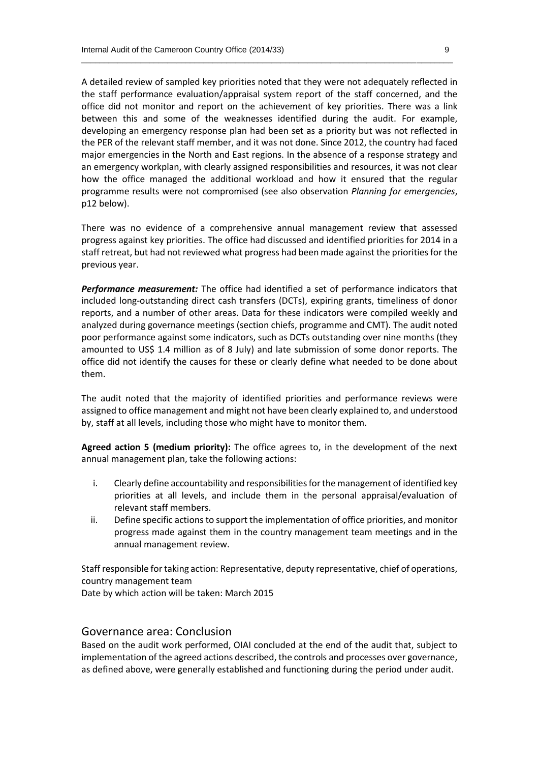A detailed review of sampled key priorities noted that they were not adequately reflected in the staff performance evaluation/appraisal system report of the staff concerned, and the office did not monitor and report on the achievement of key priorities. There was a link between this and some of the weaknesses identified during the audit. For example, developing an emergency response plan had been set as a priority but was not reflected in the PER of the relevant staff member, and it was not done. Since 2012, the country had faced major emergencies in the North and East regions. In the absence of a response strategy and an emergency workplan, with clearly assigned responsibilities and resources, it was not clear how the office managed the additional workload and how it ensured that the regular programme results were not compromised (see also observation *Planning for emergencies*, p12 below).

There was no evidence of a comprehensive annual management review that assessed progress against key priorities. The office had discussed and identified priorities for 2014 in a staff retreat, but had not reviewed what progress had been made against the priorities for the previous year.

***Performance measurement:*** The office had identified a set of performance indicators that included long-outstanding direct cash transfers (DCTs), expiring grants, timeliness of donor reports, and a number of other areas. Data for these indicators were compiled weekly and analyzed during governance meetings (section chiefs, programme and CMT). The audit noted poor performance against some indicators, such as DCTs outstanding over nine months (they amounted to US$ 1.4 million as of 8 July) and late submission of some donor reports. The office did not identify the causes for these or clearly define what needed to be done about them.

The audit noted that the majority of identified priorities and performance reviews were assigned to office management and might not have been clearly explained to, and understood by, staff at all levels, including those who might have to monitor them.

**Agreed action 5 (medium priority):** The office agrees to, in the development of the next annual management plan, take the following actions:

i. Clearly define accountability and responsibilities for the management of identified key priorities at all levels, and include them in the personal appraisal/evaluation of relevant staff members.
ii. Define specific actions to support the implementation of office priorities, and monitor progress made against them in the country management team meetings and in the annual management review.

Staff responsible for taking action: Representative, deputy representative, chief of operations, country management team
Date by which action will be taken: March 2015

## Governance area: Conclusion

Based on the audit work performed, OIAI concluded at the end of the audit that, subject to implementation of the agreed actions described, the controls and processes over governance, as defined above, were generally established and functioning during the period under audit.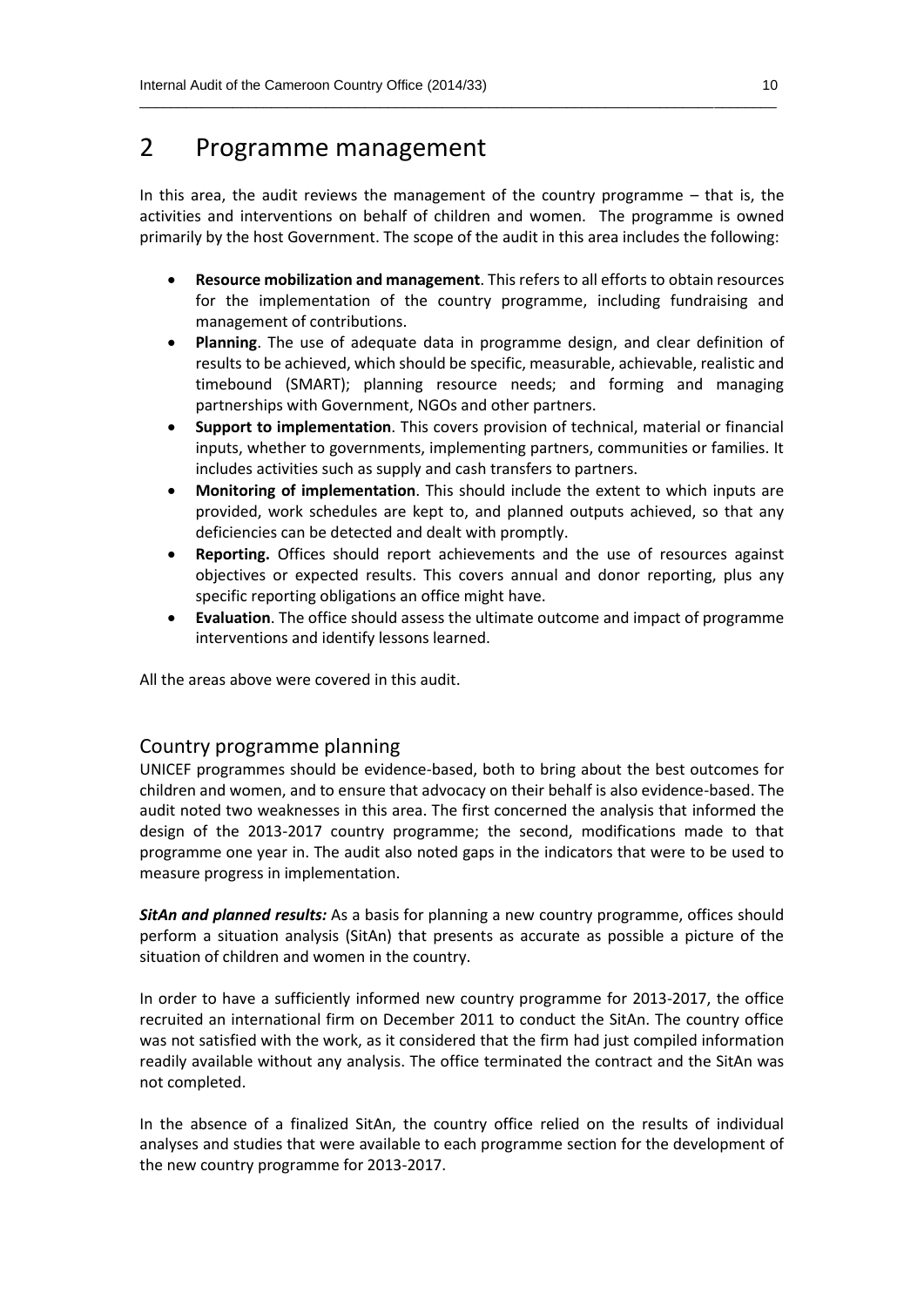# 2 Programme management

In this area, the audit reviews the management of the country programme – that is, the activities and interventions on behalf of children and women. The programme is owned primarily by the host Government. The scope of the audit in this area includes the following:

- **Resource mobilization and management**. This refers to all efforts to obtain resources for the implementation of the country programme, including fundraising and management of contributions.
- **Planning**. The use of adequate data in programme design, and clear definition of results to be achieved, which should be specific, measurable, achievable, realistic and timebound (SMART); planning resource needs; and forming and managing partnerships with Government, NGOs and other partners.
- **Support to implementation**. This covers provision of technical, material or financial inputs, whether to governments, implementing partners, communities or families. It includes activities such as supply and cash transfers to partners.
- **Monitoring of implementation**. This should include the extent to which inputs are provided, work schedules are kept to, and planned outputs achieved, so that any deficiencies can be detected and dealt with promptly.
- **Reporting.** Offices should report achievements and the use of resources against objectives or expected results. This covers annual and donor reporting, plus any specific reporting obligations an office might have.
- **Evaluation**. The office should assess the ultimate outcome and impact of programme interventions and identify lessons learned.

All the areas above were covered in this audit.

## Country programme planning

UNICEF programmes should be evidence-based, both to bring about the best outcomes for children and women, and to ensure that advocacy on their behalf is also evidence-based. The audit noted two weaknesses in this area. The first concerned the analysis that informed the design of the 2013-2017 country programme; the second, modifications made to that programme one year in. The audit also noted gaps in the indicators that were to be used to measure progress in implementation.

***SitAn and planned results:*** As a basis for planning a new country programme, offices should perform a situation analysis (SitAn) that presents as accurate as possible a picture of the situation of children and women in the country.

In order to have a sufficiently informed new country programme for 2013-2017, the office recruited an international firm on December 2011 to conduct the SitAn. The country office was not satisfied with the work, as it considered that the firm had just compiled information readily available without any analysis. The office terminated the contract and the SitAn was not completed.

In the absence of a finalized SitAn, the country office relied on the results of individual analyses and studies that were available to each programme section for the development of the new country programme for 2013-2017.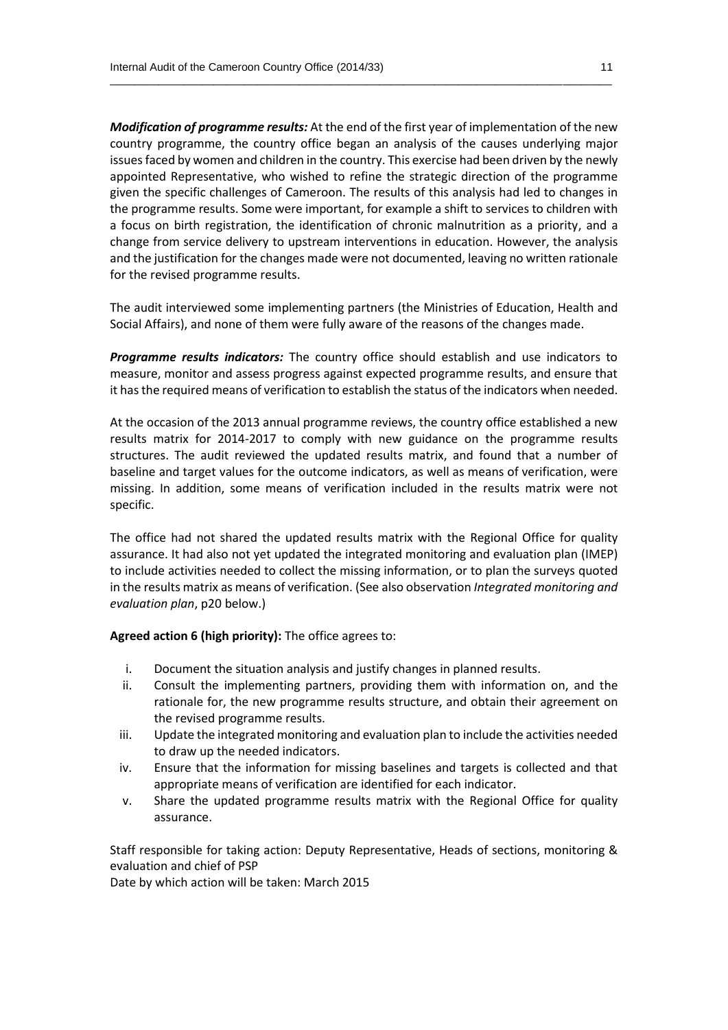***Modification of programme results:*** At the end of the first year of implementation of the new country programme, the country office began an analysis of the causes underlying major issues faced by women and children in the country. This exercise had been driven by the newly appointed Representative, who wished to refine the strategic direction of the programme given the specific challenges of Cameroon. The results of this analysis had led to changes in the programme results. Some were important, for example a shift to services to children with a focus on birth registration, the identification of chronic malnutrition as a priority, and a change from service delivery to upstream interventions in education. However, the analysis and the justification for the changes made were not documented, leaving no written rationale for the revised programme results.

The audit interviewed some implementing partners (the Ministries of Education, Health and Social Affairs), and none of them were fully aware of the reasons of the changes made.

***Programme results indicators:*** The country office should establish and use indicators to measure, monitor and assess progress against expected programme results, and ensure that it has the required means of verification to establish the status of the indicators when needed.

At the occasion of the 2013 annual programme reviews, the country office established a new results matrix for 2014-2017 to comply with new guidance on the programme results structures. The audit reviewed the updated results matrix, and found that a number of baseline and target values for the outcome indicators, as well as means of verification, were missing. In addition, some means of verification included in the results matrix were not specific.

The office had not shared the updated results matrix with the Regional Office for quality assurance. It had also not yet updated the integrated monitoring and evaluation plan (IMEP) to include activities needed to collect the missing information, or to plan the surveys quoted in the results matrix as means of verification. (See also observation *Integrated monitoring and evaluation plan*, p20 below.)

**Agreed action 6 (high priority):** The office agrees to:

i. Document the situation analysis and justify changes in planned results.
ii. Consult the implementing partners, providing them with information on, and the rationale for, the new programme results structure, and obtain their agreement on the revised programme results.
iii. Update the integrated monitoring and evaluation plan to include the activities needed to draw up the needed indicators.
iv. Ensure that the information for missing baselines and targets is collected and that appropriate means of verification are identified for each indicator.
v. Share the updated programme results matrix with the Regional Office for quality assurance.

Staff responsible for taking action: Deputy Representative, Heads of sections, monitoring & evaluation and chief of PSP
Date by which action will be taken: March 2015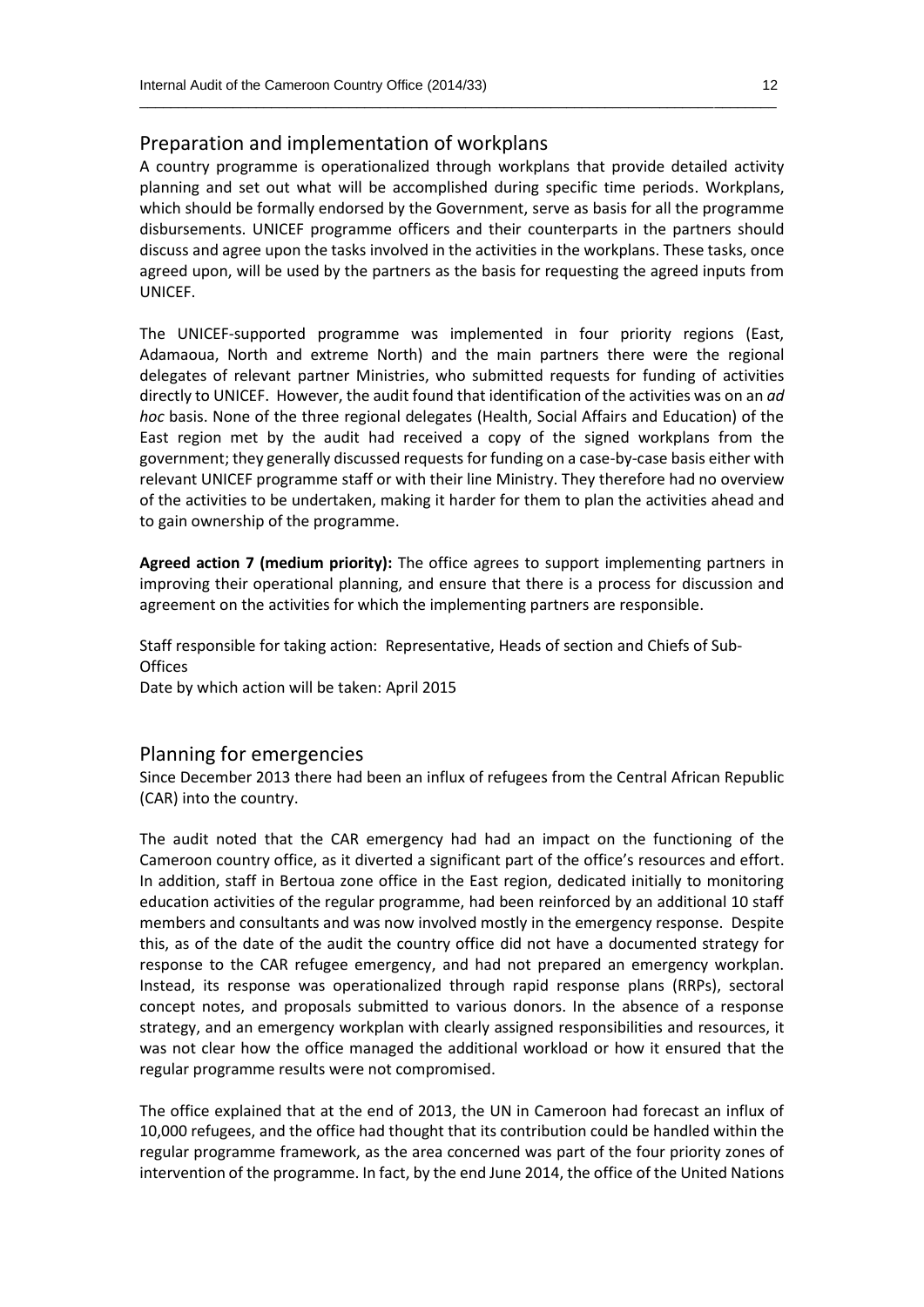## Preparation and implementation of workplans

A country programme is operationalized through workplans that provide detailed activity planning and set out what will be accomplished during specific time periods. Workplans, which should be formally endorsed by the Government, serve as basis for all the programme disbursements. UNICEF programme officers and their counterparts in the partners should discuss and agree upon the tasks involved in the activities in the workplans. These tasks, once agreed upon, will be used by the partners as the basis for requesting the agreed inputs from UNICEF.

The UNICEF-supported programme was implemented in four priority regions (East, Adamaoua, North and extreme North) and the main partners there were the regional delegates of relevant partner Ministries, who submitted requests for funding of activities directly to UNICEF. However, the audit found that identification of the activities was on an *ad hoc* basis. None of the three regional delegates (Health, Social Affairs and Education) of the East region met by the audit had received a copy of the signed workplans from the government; they generally discussed requests for funding on a case-by-case basis either with relevant UNICEF programme staff or with their line Ministry. They therefore had no overview of the activities to be undertaken, making it harder for them to plan the activities ahead and to gain ownership of the programme.

**Agreed action 7 (medium priority):** The office agrees to support implementing partners in improving their operational planning, and ensure that there is a process for discussion and agreement on the activities for which the implementing partners are responsible.

Staff responsible for taking action: Representative, Heads of section and Chiefs of Sub-Offices
Date by which action will be taken: April 2015

## Planning for emergencies

Since December 2013 there had been an influx of refugees from the Central African Republic (CAR) into the country.

The audit noted that the CAR emergency had had an impact on the functioning of the Cameroon country office, as it diverted a significant part of the office's resources and effort. In addition, staff in Bertoua zone office in the East region, dedicated initially to monitoring education activities of the regular programme, had been reinforced by an additional 10 staff members and consultants and was now involved mostly in the emergency response. Despite this, as of the date of the audit the country office did not have a documented strategy for response to the CAR refugee emergency, and had not prepared an emergency workplan. Instead, its response was operationalized through rapid response plans (RRPs), sectoral concept notes, and proposals submitted to various donors. In the absence of a response strategy, and an emergency workplan with clearly assigned responsibilities and resources, it was not clear how the office managed the additional workload or how it ensured that the regular programme results were not compromised.

The office explained that at the end of 2013, the UN in Cameroon had forecast an influx of 10,000 refugees, and the office had thought that its contribution could be handled within the regular programme framework, as the area concerned was part of the four priority zones of intervention of the programme. In fact, by the end June 2014, the office of the United Nations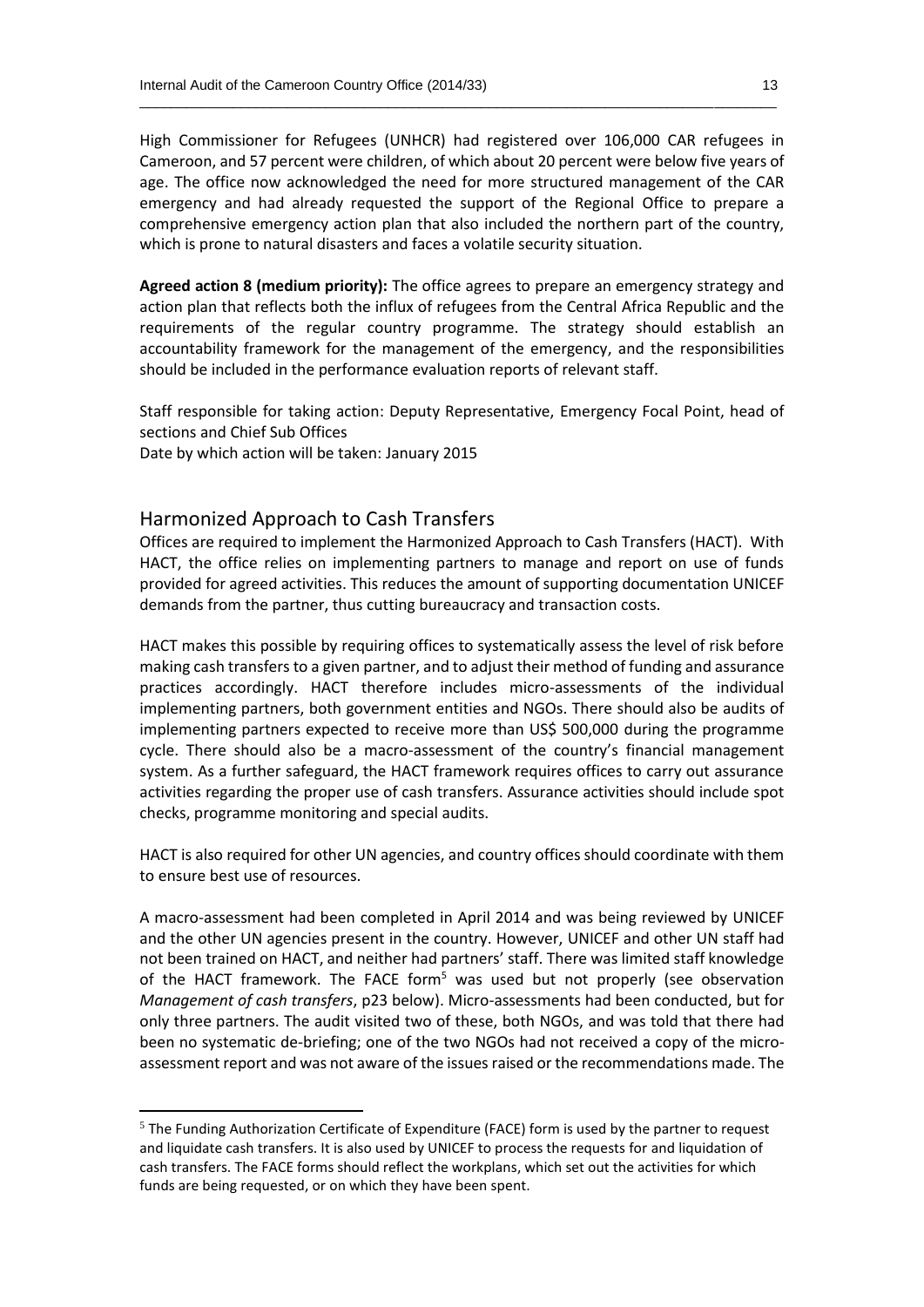High Commissioner for Refugees (UNHCR) had registered over 106,000 CAR refugees in Cameroon, and 57 percent were children, of which about 20 percent were below five years of age. The office now acknowledged the need for more structured management of the CAR emergency and had already requested the support of the Regional Office to prepare a comprehensive emergency action plan that also included the northern part of the country, which is prone to natural disasters and faces a volatile security situation.

**Agreed action 8 (medium priority):** The office agrees to prepare an emergency strategy and action plan that reflects both the influx of refugees from the Central Africa Republic and the requirements of the regular country programme. The strategy should establish an accountability framework for the management of the emergency, and the responsibilities should be included in the performance evaluation reports of relevant staff.

Staff responsible for taking action: Deputy Representative, Emergency Focal Point, head of sections and Chief Sub Offices
Date by which action will be taken: January 2015

## Harmonized Approach to Cash Transfers

Offices are required to implement the Harmonized Approach to Cash Transfers (HACT). With HACT, the office relies on implementing partners to manage and report on use of funds provided for agreed activities. This reduces the amount of supporting documentation UNICEF demands from the partner, thus cutting bureaucracy and transaction costs.

HACT makes this possible by requiring offices to systematically assess the level of risk before making cash transfers to a given partner, and to adjust their method of funding and assurance practices accordingly. HACT therefore includes micro-assessments of the individual implementing partners, both government entities and NGOs. There should also be audits of implementing partners expected to receive more than US$ 500,000 during the programme cycle. There should also be a macro-assessment of the country's financial management system. As a further safeguard, the HACT framework requires offices to carry out assurance activities regarding the proper use of cash transfers. Assurance activities should include spot checks, programme monitoring and special audits.

HACT is also required for other UN agencies, and country offices should coordinate with them to ensure best use of resources.

A macro-assessment had been completed in April 2014 and was being reviewed by UNICEF and the other UN agencies present in the country. However, UNICEF and other UN staff had not been trained on HACT, and neither had partners' staff. There was limited staff knowledge of the HACT framework. The FACE form[5] was used but not properly (see observation *Management of cash transfers*, p23 below). Micro-assessments had been conducted, but for only three partners. The audit visited two of these, both NGOs, and was told that there had been no systematic de-briefing; one of the two NGOs had not received a copy of the micro-assessment report and was not aware of the issues raised or the recommendations made. The

[5] The Funding Authorization Certificate of Expenditure (FACE) form is used by the partner to request and liquidate cash transfers. It is also used by UNICEF to process the requests for and liquidation of cash transfers. The FACE forms should reflect the workplans, which set out the activities for which funds are being requested, or on which they have been spent.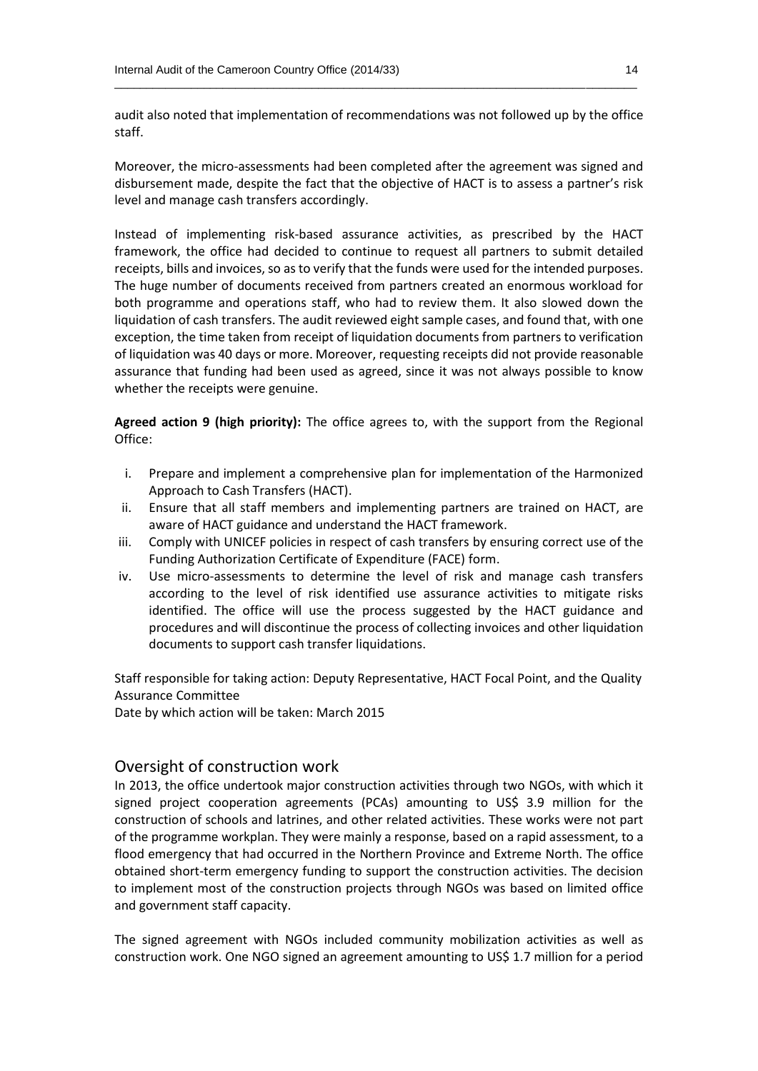audit also noted that implementation of recommendations was not followed up by the office staff.

Moreover, the micro-assessments had been completed after the agreement was signed and disbursement made, despite the fact that the objective of HACT is to assess a partner's risk level and manage cash transfers accordingly.

Instead of implementing risk-based assurance activities, as prescribed by the HACT framework, the office had decided to continue to request all partners to submit detailed receipts, bills and invoices, so as to verify that the funds were used for the intended purposes. The huge number of documents received from partners created an enormous workload for both programme and operations staff, who had to review them. It also slowed down the liquidation of cash transfers. The audit reviewed eight sample cases, and found that, with one exception, the time taken from receipt of liquidation documents from partners to verification of liquidation was 40 days or more. Moreover, requesting receipts did not provide reasonable assurance that funding had been used as agreed, since it was not always possible to know whether the receipts were genuine.

**Agreed action 9 (high priority):** The office agrees to, with the support from the Regional Office:

i. Prepare and implement a comprehensive plan for implementation of the Harmonized Approach to Cash Transfers (HACT).
ii. Ensure that all staff members and implementing partners are trained on HACT, are aware of HACT guidance and understand the HACT framework.
iii. Comply with UNICEF policies in respect of cash transfers by ensuring correct use of the Funding Authorization Certificate of Expenditure (FACE) form.
iv. Use micro-assessments to determine the level of risk and manage cash transfers according to the level of risk identified use assurance activities to mitigate risks identified. The office will use the process suggested by the HACT guidance and procedures and will discontinue the process of collecting invoices and other liquidation documents to support cash transfer liquidations.

Staff responsible for taking action: Deputy Representative, HACT Focal Point, and the Quality Assurance Committee
Date by which action will be taken: March 2015

## Oversight of construction work

In 2013, the office undertook major construction activities through two NGOs, with which it signed project cooperation agreements (PCAs) amounting to US$ 3.9 million for the construction of schools and latrines, and other related activities. These works were not part of the programme workplan. They were mainly a response, based on a rapid assessment, to a flood emergency that had occurred in the Northern Province and Extreme North. The office obtained short-term emergency funding to support the construction activities. The decision to implement most of the construction projects through NGOs was based on limited office and government staff capacity.

The signed agreement with NGOs included community mobilization activities as well as construction work. One NGO signed an agreement amounting to US$ 1.7 million for a period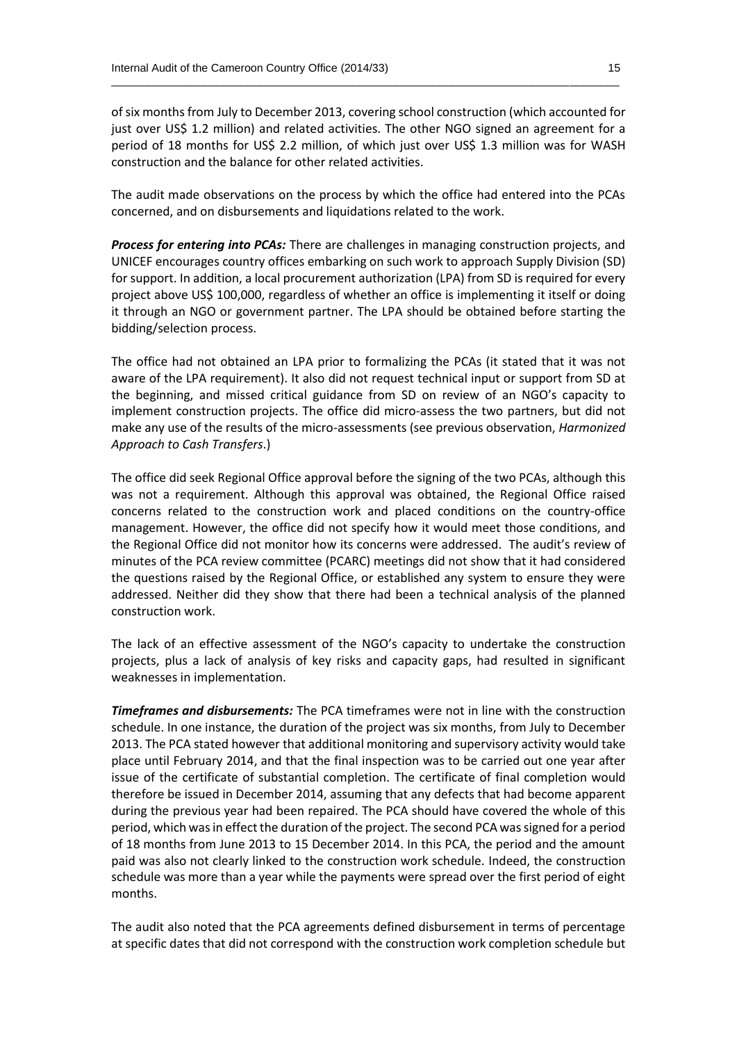of six months from July to December 2013, covering school construction (which accounted for just over US$ 1.2 million) and related activities. The other NGO signed an agreement for a period of 18 months for US$ 2.2 million, of which just over US$ 1.3 million was for WASH construction and the balance for other related activities.

The audit made observations on the process by which the office had entered into the PCAs concerned, and on disbursements and liquidations related to the work.

***Process for entering into PCAs:*** There are challenges in managing construction projects, and UNICEF encourages country offices embarking on such work to approach Supply Division (SD) for support. In addition, a local procurement authorization (LPA) from SD is required for every project above US$ 100,000, regardless of whether an office is implementing it itself or doing it through an NGO or government partner. The LPA should be obtained before starting the bidding/selection process.

The office had not obtained an LPA prior to formalizing the PCAs (it stated that it was not aware of the LPA requirement). It also did not request technical input or support from SD at the beginning, and missed critical guidance from SD on review of an NGO's capacity to implement construction projects. The office did micro-assess the two partners, but did not make any use of the results of the micro-assessments (see previous observation, *Harmonized Approach to Cash Transfers*.)

The office did seek Regional Office approval before the signing of the two PCAs, although this was not a requirement. Although this approval was obtained, the Regional Office raised concerns related to the construction work and placed conditions on the country-office management. However, the office did not specify how it would meet those conditions, and the Regional Office did not monitor how its concerns were addressed. The audit's review of minutes of the PCA review committee (PCARC) meetings did not show that it had considered the questions raised by the Regional Office, or established any system to ensure they were addressed. Neither did they show that there had been a technical analysis of the planned construction work.

The lack of an effective assessment of the NGO's capacity to undertake the construction projects, plus a lack of analysis of key risks and capacity gaps, had resulted in significant weaknesses in implementation.

***Timeframes and disbursements:*** The PCA timeframes were not in line with the construction schedule. In one instance, the duration of the project was six months, from July to December 2013. The PCA stated however that additional monitoring and supervisory activity would take place until February 2014, and that the final inspection was to be carried out one year after issue of the certificate of substantial completion. The certificate of final completion would therefore be issued in December 2014, assuming that any defects that had become apparent during the previous year had been repaired. The PCA should have covered the whole of this period, which was in effect the duration of the project. The second PCA was signed for a period of 18 months from June 2013 to 15 December 2014. In this PCA, the period and the amount paid was also not clearly linked to the construction work schedule. Indeed, the construction schedule was more than a year while the payments were spread over the first period of eight months.

The audit also noted that the PCA agreements defined disbursement in terms of percentage at specific dates that did not correspond with the construction work completion schedule but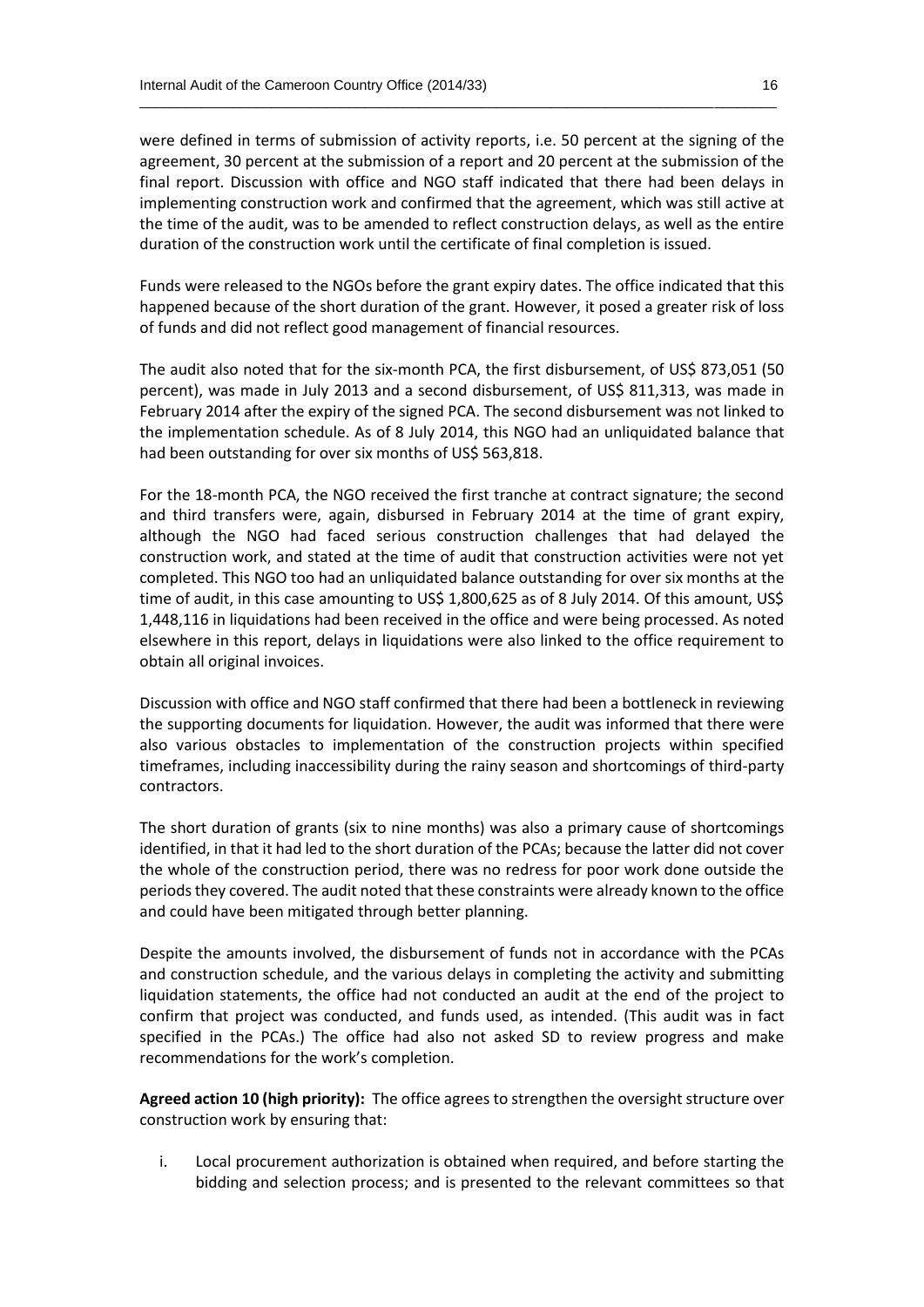were defined in terms of submission of activity reports, i.e. 50 percent at the signing of the agreement, 30 percent at the submission of a report and 20 percent at the submission of the final report. Discussion with office and NGO staff indicated that there had been delays in implementing construction work and confirmed that the agreement, which was still active at the time of the audit, was to be amended to reflect construction delays, as well as the entire duration of the construction work until the certificate of final completion is issued.

Funds were released to the NGOs before the grant expiry dates. The office indicated that this happened because of the short duration of the grant. However, it posed a greater risk of loss of funds and did not reflect good management of financial resources.

The audit also noted that for the six-month PCA, the first disbursement, of US$ 873,051 (50 percent), was made in July 2013 and a second disbursement, of US$ 811,313, was made in February 2014 after the expiry of the signed PCA. The second disbursement was not linked to the implementation schedule. As of 8 July 2014, this NGO had an unliquidated balance that had been outstanding for over six months of US$ 563,818.

For the 18-month PCA, the NGO received the first tranche at contract signature; the second and third transfers were, again, disbursed in February 2014 at the time of grant expiry, although the NGO had faced serious construction challenges that had delayed the construction work, and stated at the time of audit that construction activities were not yet completed. This NGO too had an unliquidated balance outstanding for over six months at the time of audit, in this case amounting to US$ 1,800,625 as of 8 July 2014. Of this amount, US$ 1,448,116 in liquidations had been received in the office and were being processed. As noted elsewhere in this report, delays in liquidations were also linked to the office requirement to obtain all original invoices.

Discussion with office and NGO staff confirmed that there had been a bottleneck in reviewing the supporting documents for liquidation. However, the audit was informed that there were also various obstacles to implementation of the construction projects within specified timeframes, including inaccessibility during the rainy season and shortcomings of third-party contractors.

The short duration of grants (six to nine months) was also a primary cause of shortcomings identified, in that it had led to the short duration of the PCAs; because the latter did not cover the whole of the construction period, there was no redress for poor work done outside the periods they covered. The audit noted that these constraints were already known to the office and could have been mitigated through better planning.

Despite the amounts involved, the disbursement of funds not in accordance with the PCAs and construction schedule, and the various delays in completing the activity and submitting liquidation statements, the office had not conducted an audit at the end of the project to confirm that project was conducted, and funds used, as intended. (This audit was in fact specified in the PCAs.) The office had also not asked SD to review progress and make recommendations for the work's completion.

**Agreed action 10 (high priority):** The office agrees to strengthen the oversight structure over construction work by ensuring that:

i. Local procurement authorization is obtained when required, and before starting the bidding and selection process; and is presented to the relevant committees so that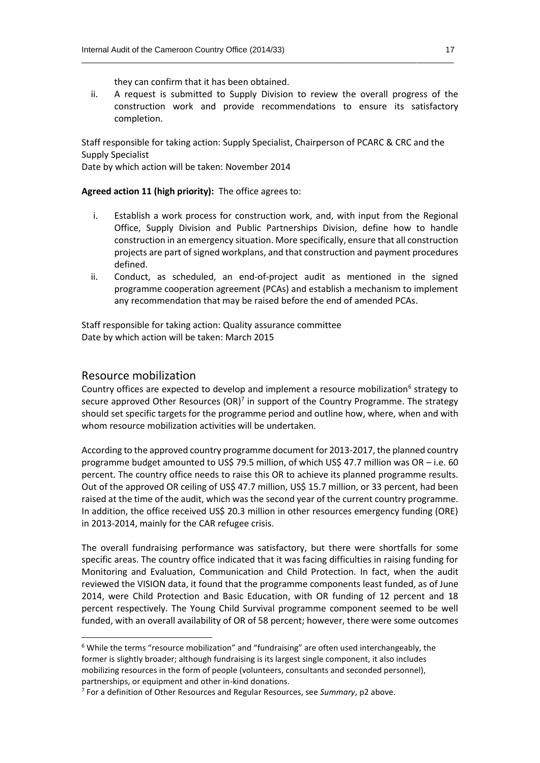they can confirm that it has been obtained.

ii. A request is submitted to Supply Division to review the overall progress of the construction work and provide recommendations to ensure its satisfactory completion.

Staff responsible for taking action: Supply Specialist, Chairperson of PCARC & CRC and the Supply Specialist
Date by which action will be taken: November 2014

**Agreed action 11 (high priority):** The office agrees to:

i. Establish a work process for construction work, and, with input from the Regional Office, Supply Division and Public Partnerships Division, define how to handle construction in an emergency situation. More specifically, ensure that all construction projects are part of signed workplans, and that construction and payment procedures defined.
ii. Conduct, as scheduled, an end-of-project audit as mentioned in the signed programme cooperation agreement (PCAs) and establish a mechanism to implement any recommendation that may be raised before the end of amended PCAs.

Staff responsible for taking action: Quality assurance committee
Date by which action will be taken: March 2015

## Resource mobilization

Country offices are expected to develop and implement a resource mobilization[6] strategy to secure approved Other Resources (OR)[7] in support of the Country Programme. The strategy should set specific targets for the programme period and outline how, where, when and with whom resource mobilization activities will be undertaken.

According to the approved country programme document for 2013-2017, the planned country programme budget amounted to US$ 79.5 million, of which US$ 47.7 million was OR – i.e. 60 percent. The country office needs to raise this OR to achieve its planned programme results. Out of the approved OR ceiling of US$ 47.7 million, US$ 15.7 million, or 33 percent, had been raised at the time of the audit, which was the second year of the current country programme. In addition, the office received US$ 20.3 million in other resources emergency funding (ORE) in 2013-2014, mainly for the CAR refugee crisis.

The overall fundraising performance was satisfactory, but there were shortfalls for some specific areas. The country office indicated that it was facing difficulties in raising funding for Monitoring and Evaluation, Communication and Child Protection. In fact, when the audit reviewed the VISION data, it found that the programme components least funded, as of June 2014, were Child Protection and Basic Education, with OR funding of 12 percent and 18 percent respectively. The Young Child Survival programme component seemed to be well funded, with an overall availability of OR of 58 percent; however, there were some outcomes

[6] While the terms "resource mobilization" and "fundraising" are often used interchangeably, the former is slightly broader; although fundraising is its largest single component, it also includes mobilizing resources in the form of people (volunteers, consultants and seconded personnel), partnerships, or equipment and other in-kind donations.

[7] For a definition of Other Resources and Regular Resources, see *Summary*, p2 above.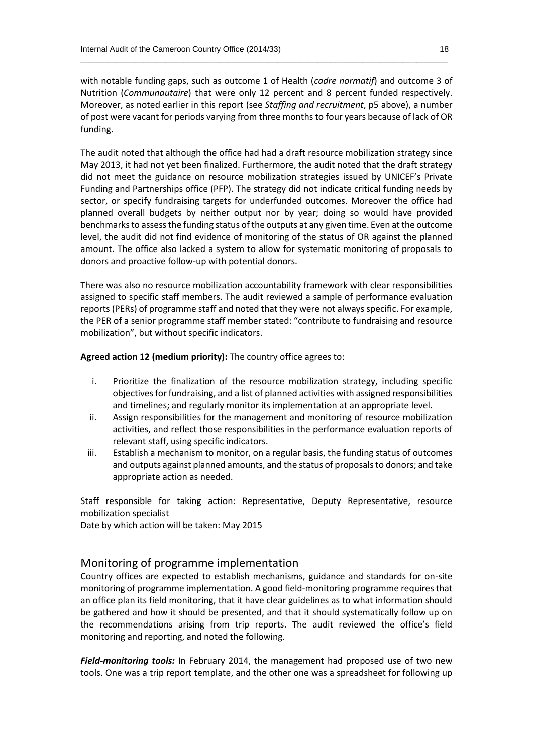with notable funding gaps, such as outcome 1 of Health (*cadre normatif*) and outcome 3 of Nutrition (*Communautaire*) that were only 12 percent and 8 percent funded respectively. Moreover, as noted earlier in this report (see *Staffing and recruitment*, p5 above), a number of post were vacant for periods varying from three months to four years because of lack of OR funding.

The audit noted that although the office had had a draft resource mobilization strategy since May 2013, it had not yet been finalized. Furthermore, the audit noted that the draft strategy did not meet the guidance on resource mobilization strategies issued by UNICEF's Private Funding and Partnerships office (PFP). The strategy did not indicate critical funding needs by sector, or specify fundraising targets for underfunded outcomes. Moreover the office had planned overall budgets by neither output nor by year; doing so would have provided benchmarks to assess the funding status of the outputs at any given time. Even at the outcome level, the audit did not find evidence of monitoring of the status of OR against the planned amount. The office also lacked a system to allow for systematic monitoring of proposals to donors and proactive follow-up with potential donors.

There was also no resource mobilization accountability framework with clear responsibilities assigned to specific staff members. The audit reviewed a sample of performance evaluation reports (PERs) of programme staff and noted that they were not always specific. For example, the PER of a senior programme staff member stated: "contribute to fundraising and resource mobilization", but without specific indicators.

**Agreed action 12 (medium priority):** The country office agrees to:

i. Prioritize the finalization of the resource mobilization strategy, including specific objectives for fundraising, and a list of planned activities with assigned responsibilities and timelines; and regularly monitor its implementation at an appropriate level.
ii. Assign responsibilities for the management and monitoring of resource mobilization activities, and reflect those responsibilities in the performance evaluation reports of relevant staff, using specific indicators.
iii. Establish a mechanism to monitor, on a regular basis, the funding status of outcomes and outputs against planned amounts, and the status of proposals to donors; and take appropriate action as needed.

Staff responsible for taking action: Representative, Deputy Representative, resource mobilization specialist
Date by which action will be taken: May 2015

## Monitoring of programme implementation

Country offices are expected to establish mechanisms, guidance and standards for on-site monitoring of programme implementation. A good field-monitoring programme requires that an office plan its field monitoring, that it have clear guidelines as to what information should be gathered and how it should be presented, and that it should systematically follow up on the recommendations arising from trip reports. The audit reviewed the office's field monitoring and reporting, and noted the following.

***Field-monitoring tools:*** In February 2014, the management had proposed use of two new tools. One was a trip report template, and the other one was a spreadsheet for following up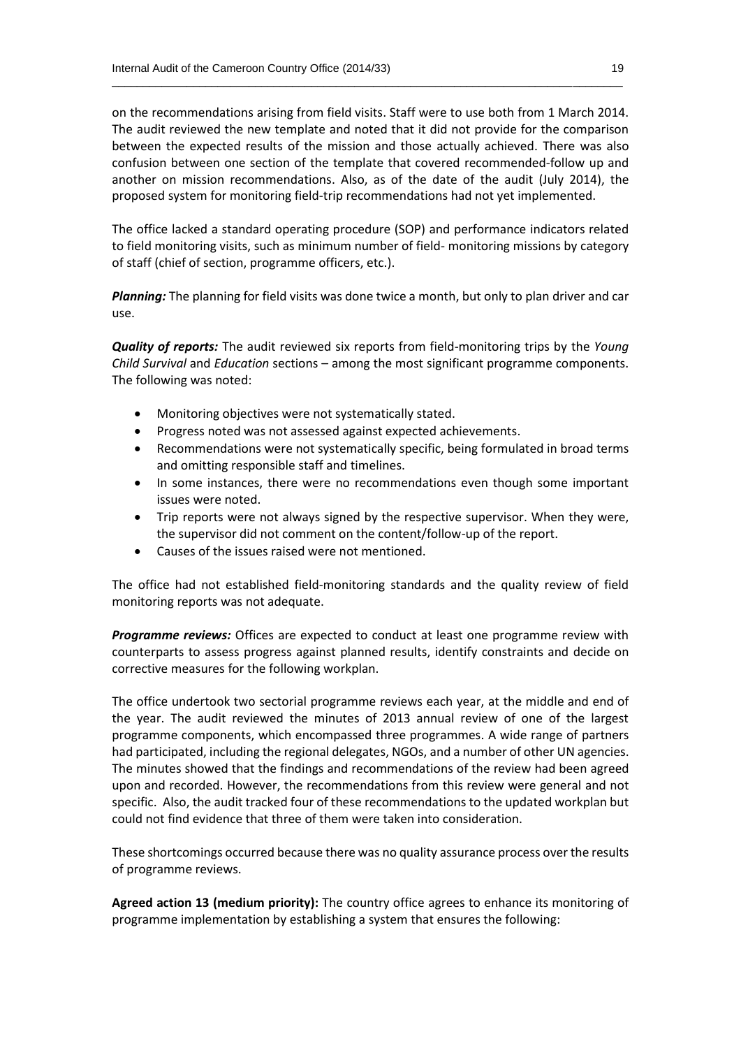on the recommendations arising from field visits. Staff were to use both from 1 March 2014. The audit reviewed the new template and noted that it did not provide for the comparison between the expected results of the mission and those actually achieved. There was also confusion between one section of the template that covered recommended-follow up and another on mission recommendations. Also, as of the date of the audit (July 2014), the proposed system for monitoring field-trip recommendations had not yet implemented.

The office lacked a standard operating procedure (SOP) and performance indicators related to field monitoring visits, such as minimum number of field- monitoring missions by category of staff (chief of section, programme officers, etc.).

***Planning:*** The planning for field visits was done twice a month, but only to plan driver and car use.

***Quality of reports:*** The audit reviewed six reports from field-monitoring trips by the *Young Child Survival* and *Education* sections – among the most significant programme components. The following was noted:

- Monitoring objectives were not systematically stated.
- Progress noted was not assessed against expected achievements.
- Recommendations were not systematically specific, being formulated in broad terms and omitting responsible staff and timelines.
- In some instances, there were no recommendations even though some important issues were noted.
- Trip reports were not always signed by the respective supervisor. When they were, the supervisor did not comment on the content/follow-up of the report.
- Causes of the issues raised were not mentioned.

The office had not established field-monitoring standards and the quality review of field monitoring reports was not adequate.

***Programme reviews:*** Offices are expected to conduct at least one programme review with counterparts to assess progress against planned results, identify constraints and decide on corrective measures for the following workplan.

The office undertook two sectorial programme reviews each year, at the middle and end of the year. The audit reviewed the minutes of 2013 annual review of one of the largest programme components, which encompassed three programmes. A wide range of partners had participated, including the regional delegates, NGOs, and a number of other UN agencies. The minutes showed that the findings and recommendations of the review had been agreed upon and recorded. However, the recommendations from this review were general and not specific. Also, the audit tracked four of these recommendations to the updated workplan but could not find evidence that three of them were taken into consideration.

These shortcomings occurred because there was no quality assurance process over the results of programme reviews.

**Agreed action 13 (medium priority):** The country office agrees to enhance its monitoring of programme implementation by establishing a system that ensures the following: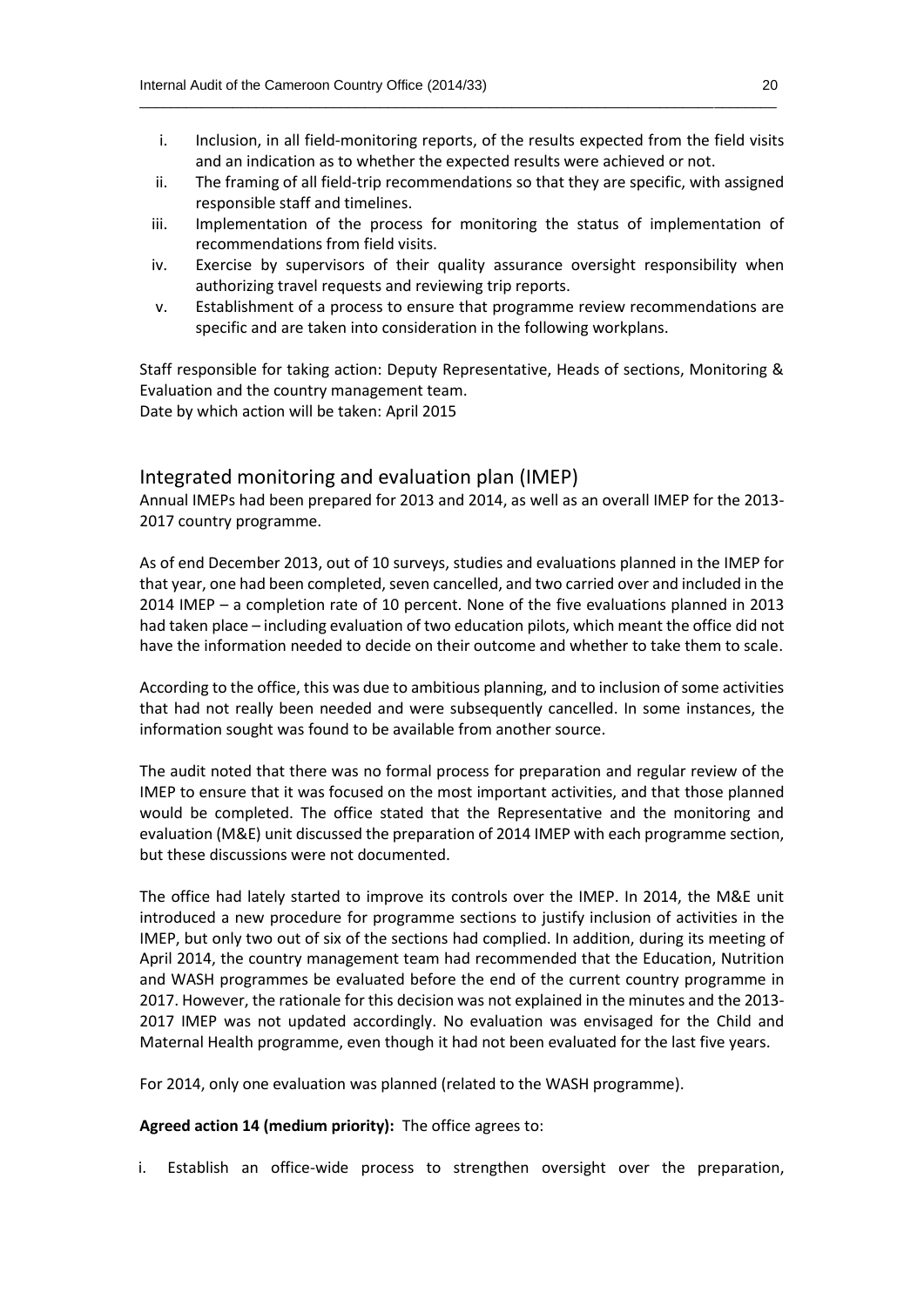i. Inclusion, in all field-monitoring reports, of the results expected from the field visits and an indication as to whether the expected results were achieved or not.
ii. The framing of all field-trip recommendations so that they are specific, with assigned responsible staff and timelines.
iii. Implementation of the process for monitoring the status of implementation of recommendations from field visits.
iv. Exercise by supervisors of their quality assurance oversight responsibility when authorizing travel requests and reviewing trip reports.
v. Establishment of a process to ensure that programme review recommendations are specific and are taken into consideration in the following workplans.

Staff responsible for taking action: Deputy Representative, Heads of sections, Monitoring & Evaluation and the country management team.
Date by which action will be taken: April 2015

## Integrated monitoring and evaluation plan (IMEP)

Annual IMEPs had been prepared for 2013 and 2014, as well as an overall IMEP for the 2013-2017 country programme.

As of end December 2013, out of 10 surveys, studies and evaluations planned in the IMEP for that year, one had been completed, seven cancelled, and two carried over and included in the 2014 IMEP – a completion rate of 10 percent. None of the five evaluations planned in 2013 had taken place – including evaluation of two education pilots, which meant the office did not have the information needed to decide on their outcome and whether to take them to scale.

According to the office, this was due to ambitious planning, and to inclusion of some activities that had not really been needed and were subsequently cancelled. In some instances, the information sought was found to be available from another source.

The audit noted that there was no formal process for preparation and regular review of the IMEP to ensure that it was focused on the most important activities, and that those planned would be completed. The office stated that the Representative and the monitoring and evaluation (M&E) unit discussed the preparation of 2014 IMEP with each programme section, but these discussions were not documented.

The office had lately started to improve its controls over the IMEP. In 2014, the M&E unit introduced a new procedure for programme sections to justify inclusion of activities in the IMEP, but only two out of six of the sections had complied. In addition, during its meeting of April 2014, the country management team had recommended that the Education, Nutrition and WASH programmes be evaluated before the end of the current country programme in 2017. However, the rationale for this decision was not explained in the minutes and the 2013-2017 IMEP was not updated accordingly. No evaluation was envisaged for the Child and Maternal Health programme, even though it had not been evaluated for the last five years.

For 2014, only one evaluation was planned (related to the WASH programme).

**Agreed action 14 (medium priority):** The office agrees to:

i. Establish an office-wide process to strengthen oversight over the preparation,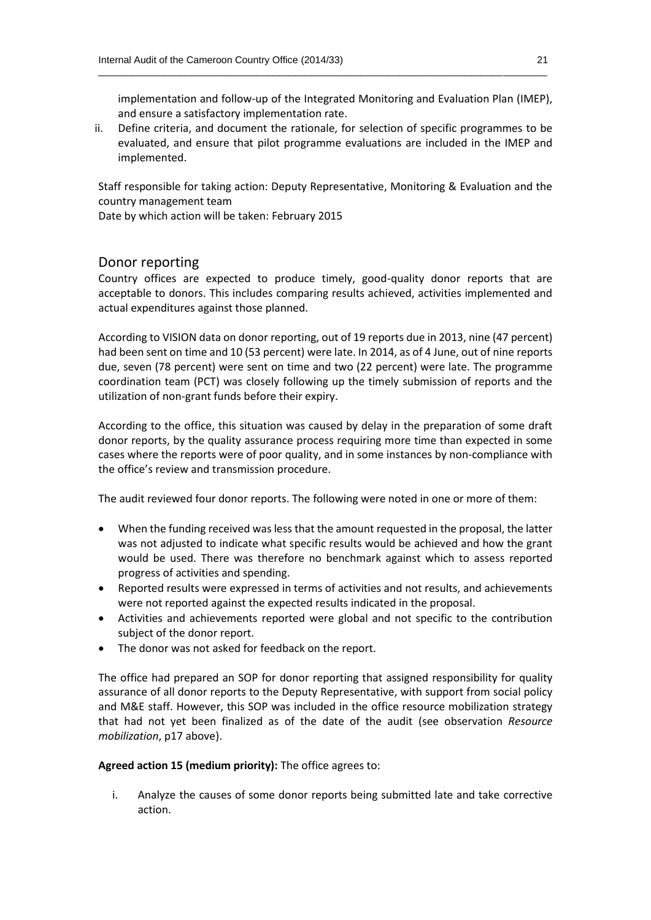implementation and follow-up of the Integrated Monitoring and Evaluation Plan (IMEP), and ensure a satisfactory implementation rate.

ii. Define criteria, and document the rationale, for selection of specific programmes to be evaluated, and ensure that pilot programme evaluations are included in the IMEP and implemented.

Staff responsible for taking action: Deputy Representative, Monitoring & Evaluation and the country management team
Date by which action will be taken: February 2015

## Donor reporting

Country offices are expected to produce timely, good-quality donor reports that are acceptable to donors. This includes comparing results achieved, activities implemented and actual expenditures against those planned.

According to VISION data on donor reporting, out of 19 reports due in 2013, nine (47 percent) had been sent on time and 10 (53 percent) were late. In 2014, as of 4 June, out of nine reports due, seven (78 percent) were sent on time and two (22 percent) were late. The programme coordination team (PCT) was closely following up the timely submission of reports and the utilization of non-grant funds before their expiry.

According to the office, this situation was caused by delay in the preparation of some draft donor reports, by the quality assurance process requiring more time than expected in some cases where the reports were of poor quality, and in some instances by non-compliance with the office's review and transmission procedure.

The audit reviewed four donor reports. The following were noted in one or more of them:

- When the funding received was less that the amount requested in the proposal, the latter was not adjusted to indicate what specific results would be achieved and how the grant would be used. There was therefore no benchmark against which to assess reported progress of activities and spending.
- Reported results were expressed in terms of activities and not results, and achievements were not reported against the expected results indicated in the proposal.
- Activities and achievements reported were global and not specific to the contribution subject of the donor report.
- The donor was not asked for feedback on the report.

The office had prepared an SOP for donor reporting that assigned responsibility for quality assurance of all donor reports to the Deputy Representative, with support from social policy and M&E staff. However, this SOP was included in the office resource mobilization strategy that had not yet been finalized as of the date of the audit (see observation *Resource mobilization*, p17 above).

**Agreed action 15 (medium priority):** The office agrees to:

i. Analyze the causes of some donor reports being submitted late and take corrective action.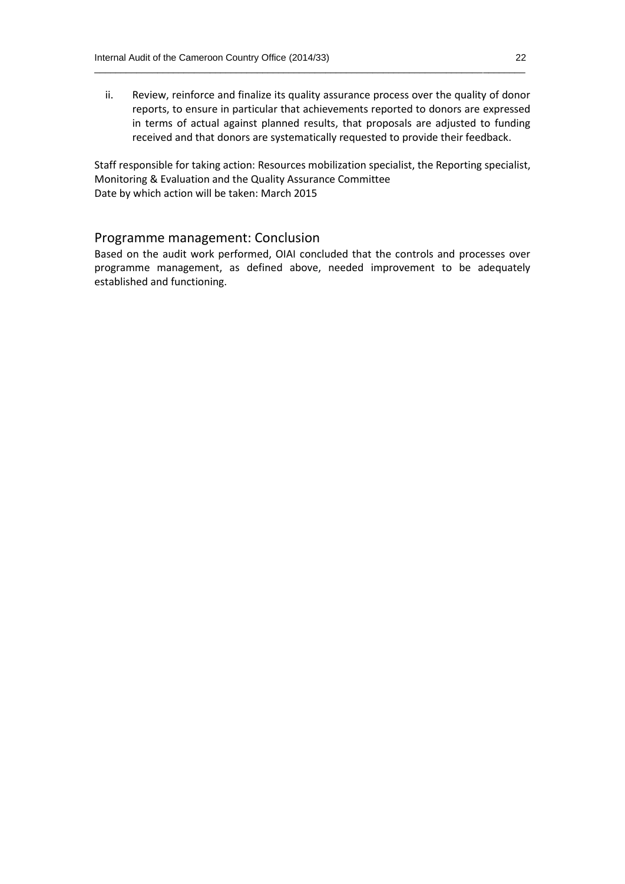ii. Review, reinforce and finalize its quality assurance process over the quality of donor reports, to ensure in particular that achievements reported to donors are expressed in terms of actual against planned results, that proposals are adjusted to funding received and that donors are systematically requested to provide their feedback.

Staff responsible for taking action: Resources mobilization specialist, the Reporting specialist, Monitoring & Evaluation and the Quality Assurance Committee
Date by which action will be taken: March 2015

## Programme management: Conclusion

Based on the audit work performed, OIAI concluded that the controls and processes over programme management, as defined above, needed improvement to be adequately established and functioning.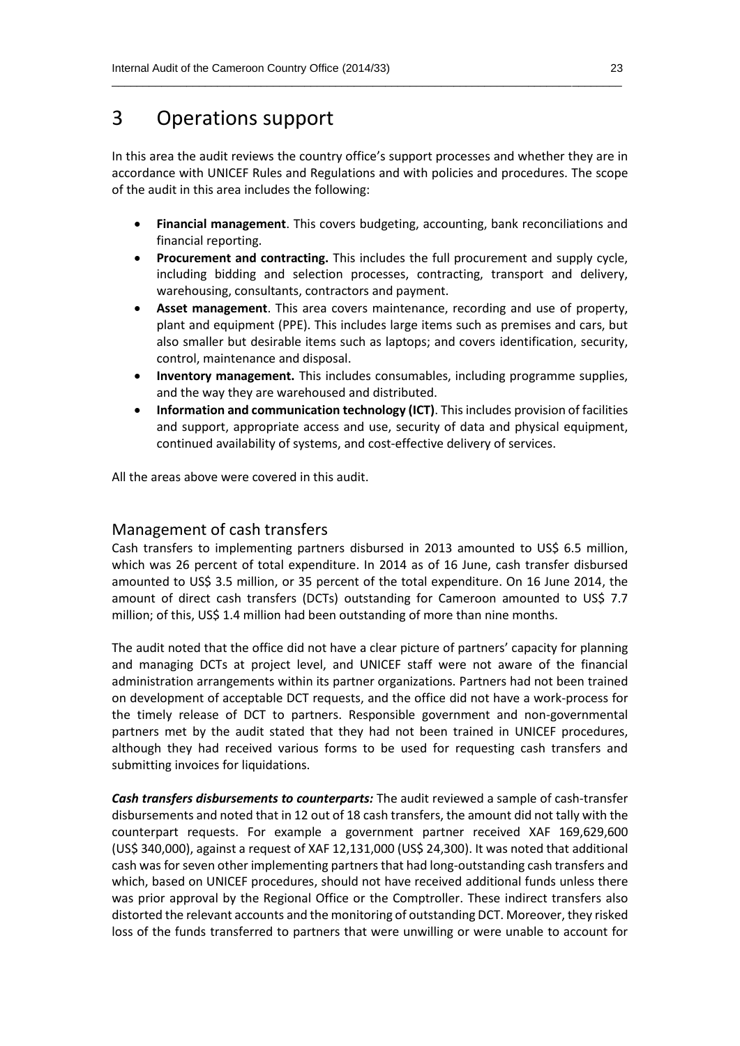# 3 Operations support

In this area the audit reviews the country office's support processes and whether they are in accordance with UNICEF Rules and Regulations and with policies and procedures. The scope of the audit in this area includes the following:

- **Financial management**. This covers budgeting, accounting, bank reconciliations and financial reporting.
- **Procurement and contracting.** This includes the full procurement and supply cycle, including bidding and selection processes, contracting, transport and delivery, warehousing, consultants, contractors and payment.
- **Asset management**. This area covers maintenance, recording and use of property, plant and equipment (PPE). This includes large items such as premises and cars, but also smaller but desirable items such as laptops; and covers identification, security, control, maintenance and disposal.
- **Inventory management.** This includes consumables, including programme supplies, and the way they are warehoused and distributed.
- **Information and communication technology (ICT)**. This includes provision of facilities and support, appropriate access and use, security of data and physical equipment, continued availability of systems, and cost-effective delivery of services.

All the areas above were covered in this audit.

## Management of cash transfers

Cash transfers to implementing partners disbursed in 2013 amounted to US$ 6.5 million, which was 26 percent of total expenditure. In 2014 as of 16 June, cash transfer disbursed amounted to US$ 3.5 million, or 35 percent of the total expenditure. On 16 June 2014, the amount of direct cash transfers (DCTs) outstanding for Cameroon amounted to US$ 7.7 million; of this, US$ 1.4 million had been outstanding of more than nine months.

The audit noted that the office did not have a clear picture of partners' capacity for planning and managing DCTs at project level, and UNICEF staff were not aware of the financial administration arrangements within its partner organizations. Partners had not been trained on development of acceptable DCT requests, and the office did not have a work-process for the timely release of DCT to partners. Responsible government and non-governmental partners met by the audit stated that they had not been trained in UNICEF procedures, although they had received various forms to be used for requesting cash transfers and submitting invoices for liquidations.

***Cash transfers disbursements to counterparts:*** The audit reviewed a sample of cash-transfer disbursements and noted that in 12 out of 18 cash transfers, the amount did not tally with the counterpart requests. For example a government partner received XAF 169,629,600 (US$ 340,000), against a request of XAF 12,131,000 (US$ 24,300). It was noted that additional cash was for seven other implementing partners that had long-outstanding cash transfers and which, based on UNICEF procedures, should not have received additional funds unless there was prior approval by the Regional Office or the Comptroller. These indirect transfers also distorted the relevant accounts and the monitoring of outstanding DCT. Moreover, they risked loss of the funds transferred to partners that were unwilling or were unable to account for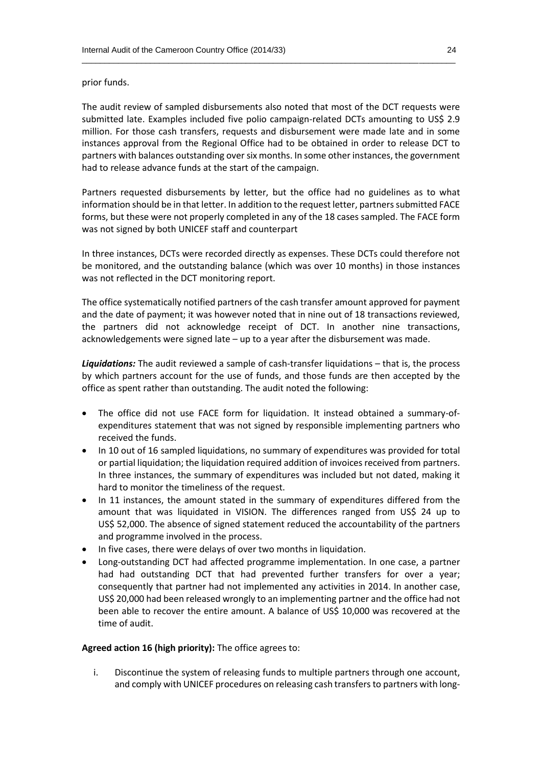prior funds.

The audit review of sampled disbursements also noted that most of the DCT requests were submitted late. Examples included five polio campaign-related DCTs amounting to US$ 2.9 million. For those cash transfers, requests and disbursement were made late and in some instances approval from the Regional Office had to be obtained in order to release DCT to partners with balances outstanding over six months. In some other instances, the government had to release advance funds at the start of the campaign.

Partners requested disbursements by letter, but the office had no guidelines as to what information should be in that letter. In addition to the request letter, partners submitted FACE forms, but these were not properly completed in any of the 18 cases sampled. The FACE form was not signed by both UNICEF staff and counterpart

In three instances, DCTs were recorded directly as expenses. These DCTs could therefore not be monitored, and the outstanding balance (which was over 10 months) in those instances was not reflected in the DCT monitoring report.

The office systematically notified partners of the cash transfer amount approved for payment and the date of payment; it was however noted that in nine out of 18 transactions reviewed, the partners did not acknowledge receipt of DCT. In another nine transactions, acknowledgements were signed late – up to a year after the disbursement was made.

***Liquidations:*** The audit reviewed a sample of cash-transfer liquidations – that is, the process by which partners account for the use of funds, and those funds are then accepted by the office as spent rather than outstanding. The audit noted the following:

- The office did not use FACE form for liquidation. It instead obtained a summary-of-expenditures statement that was not signed by responsible implementing partners who received the funds.
- In 10 out of 16 sampled liquidations, no summary of expenditures was provided for total or partial liquidation; the liquidation required addition of invoices received from partners. In three instances, the summary of expenditures was included but not dated, making it hard to monitor the timeliness of the request.
- In 11 instances, the amount stated in the summary of expenditures differed from the amount that was liquidated in VISION. The differences ranged from US$ 24 up to US$ 52,000. The absence of signed statement reduced the accountability of the partners and programme involved in the process.
- In five cases, there were delays of over two months in liquidation.
- Long-outstanding DCT had affected programme implementation. In one case, a partner had had outstanding DCT that had prevented further transfers for over a year; consequently that partner had not implemented any activities in 2014. In another case, US$ 20,000 had been released wrongly to an implementing partner and the office had not been able to recover the entire amount. A balance of US$ 10,000 was recovered at the time of audit.

**Agreed action 16 (high priority):** The office agrees to:

i. Discontinue the system of releasing funds to multiple partners through one account, and comply with UNICEF procedures on releasing cash transfers to partners with long-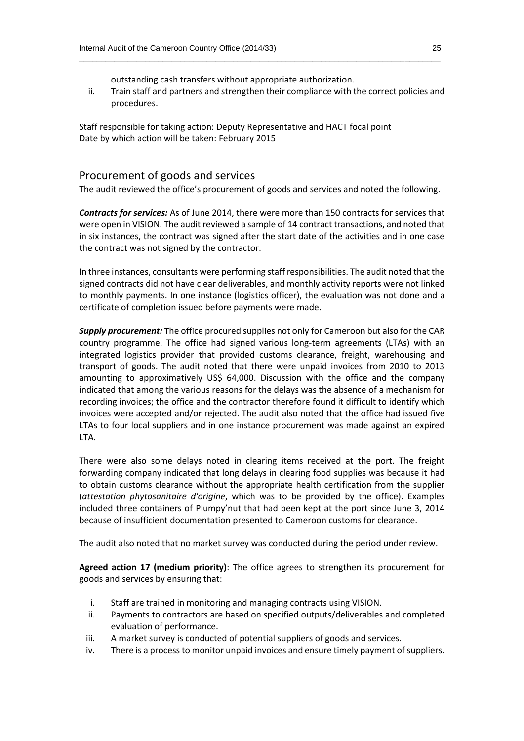outstanding cash transfers without appropriate authorization.

ii. Train staff and partners and strengthen their compliance with the correct policies and procedures.

Staff responsible for taking action: Deputy Representative and HACT focal point
Date by which action will be taken: February 2015

## Procurement of goods and services

The audit reviewed the office's procurement of goods and services and noted the following.

***Contracts for services:*** As of June 2014, there were more than 150 contracts for services that were open in VISION. The audit reviewed a sample of 14 contract transactions, and noted that in six instances, the contract was signed after the start date of the activities and in one case the contract was not signed by the contractor.

In three instances, consultants were performing staff responsibilities. The audit noted that the signed contracts did not have clear deliverables, and monthly activity reports were not linked to monthly payments. In one instance (logistics officer), the evaluation was not done and a certificate of completion issued before payments were made.

***Supply procurement:*** The office procured supplies not only for Cameroon but also for the CAR country programme. The office had signed various long-term agreements (LTAs) with an integrated logistics provider that provided customs clearance, freight, warehousing and transport of goods. The audit noted that there were unpaid invoices from 2010 to 2013 amounting to approximatively US$ 64,000. Discussion with the office and the company indicated that among the various reasons for the delays was the absence of a mechanism for recording invoices; the office and the contractor therefore found it difficult to identify which invoices were accepted and/or rejected. The audit also noted that the office had issued five LTAs to four local suppliers and in one instance procurement was made against an expired LTA.

There were also some delays noted in clearing items received at the port. The freight forwarding company indicated that long delays in clearing food supplies was because it had to obtain customs clearance without the appropriate health certification from the supplier (*attestation phytosanitaire d'origine*, which was to be provided by the office). Examples included three containers of Plumpy'nut that had been kept at the port since June 3, 2014 because of insufficient documentation presented to Cameroon customs for clearance.

The audit also noted that no market survey was conducted during the period under review.

**Agreed action 17 (medium priority)**: The office agrees to strengthen its procurement for goods and services by ensuring that:

i. Staff are trained in monitoring and managing contracts using VISION.
ii. Payments to contractors are based on specified outputs/deliverables and completed evaluation of performance.
iii. A market survey is conducted of potential suppliers of goods and services.
iv. There is a process to monitor unpaid invoices and ensure timely payment of suppliers.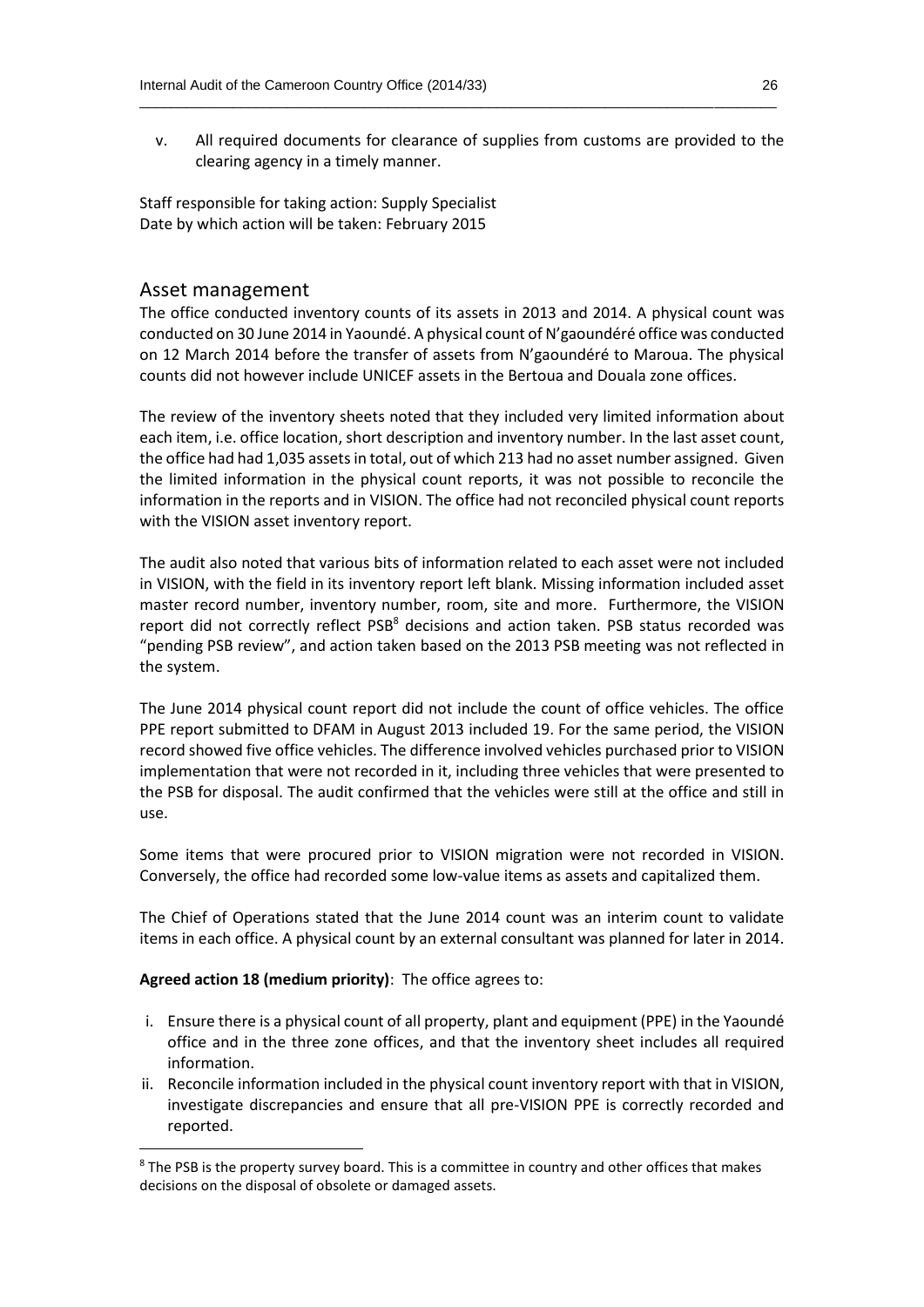v. All required documents for clearance of supplies from customs are provided to the clearing agency in a timely manner.

Staff responsible for taking action: Supply Specialist
Date by which action will be taken: February 2015

## Asset management

The office conducted inventory counts of its assets in 2013 and 2014. A physical count was conducted on 30 June 2014 in Yaoundé. A physical count of N'gaoundéré office was conducted on 12 March 2014 before the transfer of assets from N'gaoundéré to Maroua. The physical counts did not however include UNICEF assets in the Bertoua and Douala zone offices.

The review of the inventory sheets noted that they included very limited information about each item, i.e. office location, short description and inventory number. In the last asset count, the office had had 1,035 assets in total, out of which 213 had no asset number assigned. Given the limited information in the physical count reports, it was not possible to reconcile the information in the reports and in VISION. The office had not reconciled physical count reports with the VISION asset inventory report.

The audit also noted that various bits of information related to each asset were not included in VISION, with the field in its inventory report left blank. Missing information included asset master record number, inventory number, room, site and more. Furthermore, the VISION report did not correctly reflect PSB[8] decisions and action taken. PSB status recorded was "pending PSB review", and action taken based on the 2013 PSB meeting was not reflected in the system.

The June 2014 physical count report did not include the count of office vehicles. The office PPE report submitted to DFAM in August 2013 included 19. For the same period, the VISION record showed five office vehicles. The difference involved vehicles purchased prior to VISION implementation that were not recorded in it, including three vehicles that were presented to the PSB for disposal. The audit confirmed that the vehicles were still at the office and still in use.

Some items that were procured prior to VISION migration were not recorded in VISION. Conversely, the office had recorded some low-value items as assets and capitalized them.

The Chief of Operations stated that the June 2014 count was an interim count to validate items in each office. A physical count by an external consultant was planned for later in 2014.

**Agreed action 18 (medium priority)**: The office agrees to:

i. Ensure there is a physical count of all property, plant and equipment (PPE) in the Yaoundé office and in the three zone offices, and that the inventory sheet includes all required information.
ii. Reconcile information included in the physical count inventory report with that in VISION, investigate discrepancies and ensure that all pre-VISION PPE is correctly recorded and reported.

[8] The PSB is the property survey board. This is a committee in country and other offices that makes decisions on the disposal of obsolete or damaged assets.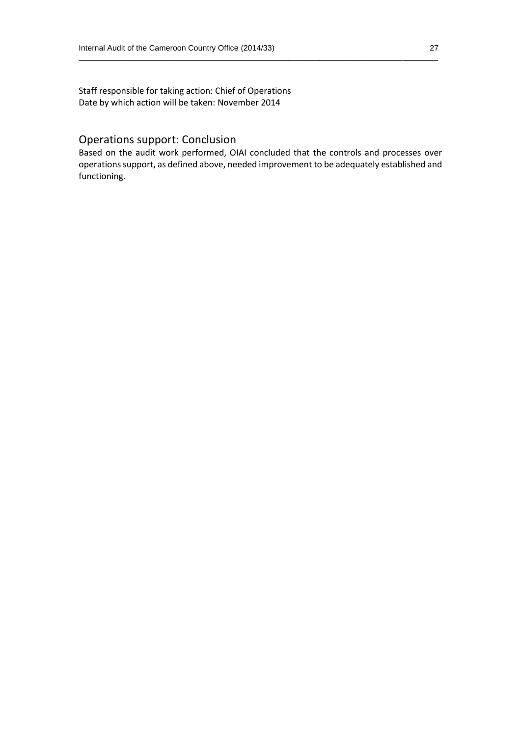Staff responsible for taking action: Chief of Operations
Date by which action will be taken: November 2014

## Operations support: Conclusion

Based on the audit work performed, OIAI concluded that the controls and processes over operations support, as defined above, needed improvement to be adequately established and functioning.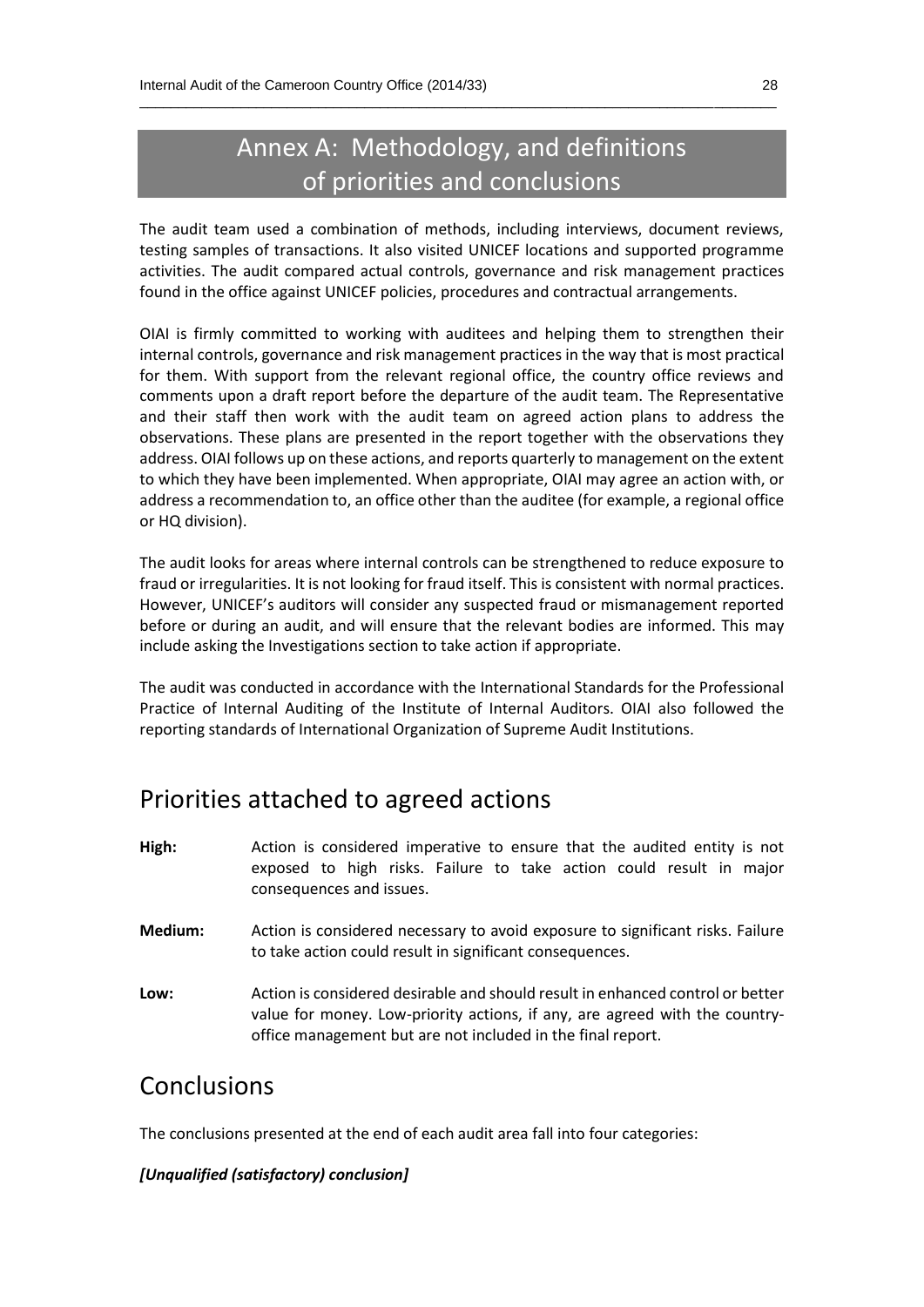# Annex A: Methodology, and definitions of priorities and conclusions

The audit team used a combination of methods, including interviews, document reviews, testing samples of transactions. It also visited UNICEF locations and supported programme activities. The audit compared actual controls, governance and risk management practices found in the office against UNICEF policies, procedures and contractual arrangements.

OIAI is firmly committed to working with auditees and helping them to strengthen their internal controls, governance and risk management practices in the way that is most practical for them. With support from the relevant regional office, the country office reviews and comments upon a draft report before the departure of the audit team. The Representative and their staff then work with the audit team on agreed action plans to address the observations. These plans are presented in the report together with the observations they address. OIAI follows up on these actions, and reports quarterly to management on the extent to which they have been implemented. When appropriate, OIAI may agree an action with, or address a recommendation to, an office other than the auditee (for example, a regional office or HQ division).

The audit looks for areas where internal controls can be strengthened to reduce exposure to fraud or irregularities. It is not looking for fraud itself. This is consistent with normal practices. However, UNICEF's auditors will consider any suspected fraud or mismanagement reported before or during an audit, and will ensure that the relevant bodies are informed. This may include asking the Investigations section to take action if appropriate.

The audit was conducted in accordance with the International Standards for the Professional Practice of Internal Auditing of the Institute of Internal Auditors. OIAI also followed the reporting standards of International Organization of Supreme Audit Institutions.

## Priorities attached to agreed actions

**High:** Action is considered imperative to ensure that the audited entity is not exposed to high risks. Failure to take action could result in major consequences and issues.

**Medium:** Action is considered necessary to avoid exposure to significant risks. Failure to take action could result in significant consequences.

**Low:** Action is considered desirable and should result in enhanced control or better value for money. Low-priority actions, if any, are agreed with the country-office management but are not included in the final report.

## Conclusions

The conclusions presented at the end of each audit area fall into four categories:

***[Unqualified (satisfactory) conclusion]***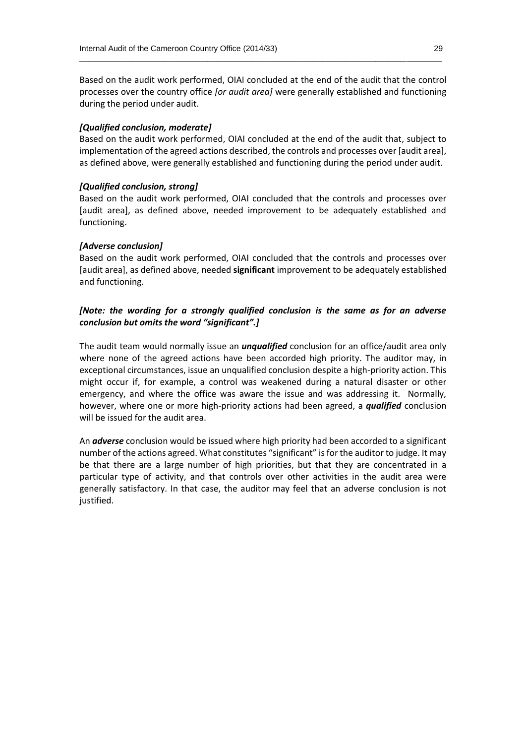Based on the audit work performed, OIAI concluded at the end of the audit that the control processes over the country office *[or audit area]* were generally established and functioning during the period under audit.

***[Qualified conclusion, moderate]***
Based on the audit work performed, OIAI concluded at the end of the audit that, subject to implementation of the agreed actions described, the controls and processes over [audit area], as defined above, were generally established and functioning during the period under audit.

***[Qualified conclusion, strong]***
Based on the audit work performed, OIAI concluded that the controls and processes over [audit area], as defined above, needed improvement to be adequately established and functioning.

***[Adverse conclusion]***
Based on the audit work performed, OIAI concluded that the controls and processes over [audit area], as defined above, needed **significant** improvement to be adequately established and functioning.

***[Note: the wording for a strongly qualified conclusion is the same as for an adverse conclusion but omits the word "significant".]***

The audit team would normally issue an ***unqualified*** conclusion for an office/audit area only where none of the agreed actions have been accorded high priority. The auditor may, in exceptional circumstances, issue an unqualified conclusion despite a high-priority action. This might occur if, for example, a control was weakened during a natural disaster or other emergency, and where the office was aware the issue and was addressing it. Normally, however, where one or more high-priority actions had been agreed, a ***qualified*** conclusion will be issued for the audit area.

An ***adverse*** conclusion would be issued where high priority had been accorded to a significant number of the actions agreed. What constitutes "significant" is for the auditor to judge. It may be that there are a large number of high priorities, but that they are concentrated in a particular type of activity, and that controls over other activities in the audit area were generally satisfactory. In that case, the auditor may feel that an adverse conclusion is not justified.